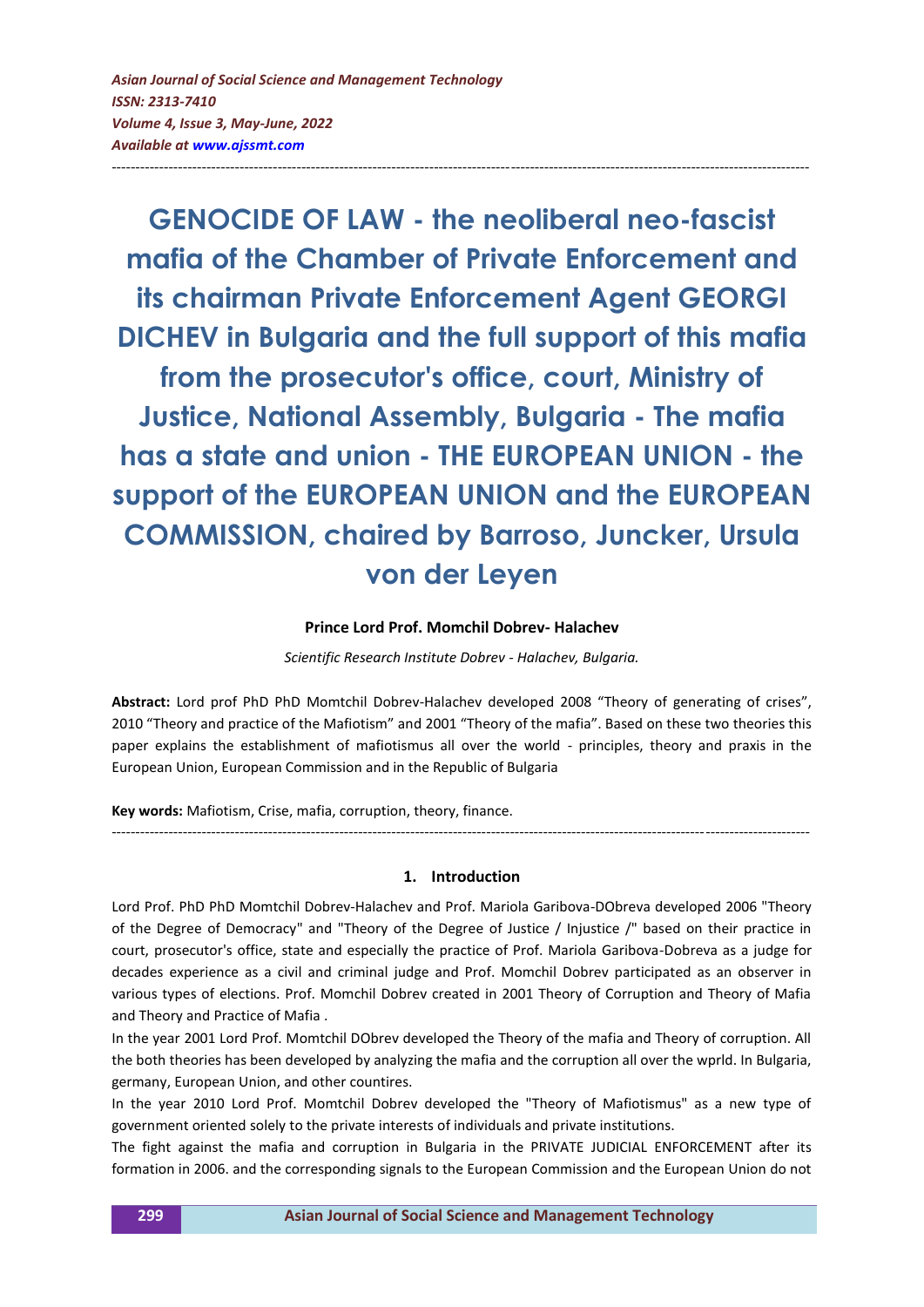# GENOCIDE OF LAW - the neoliberal neo-fascist mafia of the Chamber of Private Enforcement and its chairman Private Enforcement Agent GEORGI DICHEV in Bulgaria and the full support of this mafia from the prosecutor's office, court, Ministry of Justice, National Assembly, Bulgaria - The mafia has a state and union - THE EUROPEAN UNION - the support of the EUROPEAN UNION and the EUROPEAN COMMISSION, chaired by Barroso, Juncker, Ursula von der Leyen

**Prince Lord Prof. Momchil Dobrev- Halachev**

*Scientific Research Institute Dobrev - Halachev, Bulgaria.*

**Abstract:** Lord prof PhD PhD Momtchil Dobrev-Halachev developed 2008 "Theory of generating of crises", 2010 "Theory and practice of the Mafiotism" and 2001 "Theory of the mafia". Based on these two theories this paper explains the establishment of mafiotismus all over the world - principles, theory and praxis in the European Union, European Commission and in the Republic of Bulgaria

**Key words:** Mafiotism, Crise, mafia, corruption, theory, finance.

## 1. Introduction

Lord Prof. PhD PhD Momtchil Dobrev-Halachev and Prof. Mariola Garibova-DObreva developed 2006 "Theory of the Degree of Democracy" and "Theory of the Degree of Justice / Injustice /" based on their practice in court, prosecutor's office, state and especially the practice of Prof. Mariola Garibova-Dobreva as a judge for decades experience as a civil and criminal judge and Prof. Momchil Dobrev participated as an observer in various types of elections. Prof. Momchil Dobrev created in 2001 Theory of Corruption and Theory of Mafia and Theory and Practice of Mafia .

In the year 2001 Lord Prof. Momtchil DObrev developed the Theory of the mafia and Theory of corruption. All the both theories has been developed by analyzing the mafia and the corruption all over the wprld. In Bulgaria, germany, European Union, and other countires.

In the year 2010 Lord Prof. Momtchil Dobrev developed the "Theory of Mafiotismus" as a new type of government oriented solely to the private interests of individuals and private institutions.

The fight against the mafia and corruption in Bulgaria in the PRIVATE JUDICIAL ENFORCEMENT after its formation in 2006. and the corresponding signals to the European Commission and the European Union do not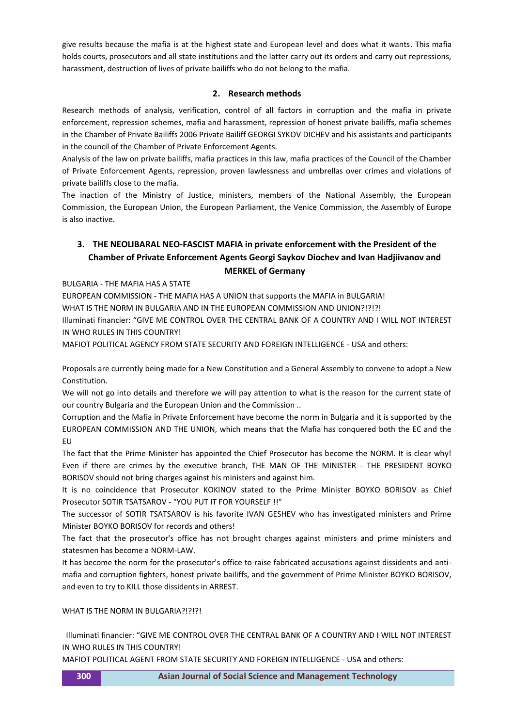give results because the mafia is at the highest state and European level and does what it wants. This mafia holds courts, prosecutors and all state institutions and the latter carry out its orders and carry out repressions, harassment, destruction of lives of private bailiffs who do not belong to the mafia.

## 2. Research methods

Research methods of analysis, verification, control of all factors in corruption and the mafia in private enforcement, repression schemes, mafia and harassment, repression of honest private bailiffs, mafia schemes in the Chamber of Private Bailiffs 2006 Private Bailiff GEORGI SYKOV DICHEV and his assistants and participants in the council of the Chamber of Private Enforcement Agents.

Analysis of the law on private bailiffs, mafia practices in this law, mafia practices of the Council of the Chamber of Private Enforcement Agents, repression, proven lawlessness and umbrellas over crimes and violations of private bailiffs close to the mafia.

The inaction of the Ministry of Justice, ministers, members of the National Assembly, the European Commission, the European Union, the European Parliament, the Venice Commission, the Assembly of Europe is also inactive.

## 3. THE NEOLIBARAL NEO-FASCIST MAFIA in private enforcement with the President of the Chamber of Private Enforcement Agents Georgi Saykov Diochev and Ivan Hadjiivanov and MERKEL of Germany

BULGARIA - THE MAFIA HAS A STATE

EUROPEAN COMMISSION - THE MAFIA HAS A UNION that supports the MAFIA in BULGARIA!

WHAT IS THE NORM IN BULGARIA AND IN THE EUROPEAN COMMISSION AND UNION?!?!?!

Illuminati financier: "GIVE ME CONTROL OVER THE CENTRAL BANK OF A COUNTRY AND I WILL NOT INTEREST IN WHO RULES IN THIS COUNTRY!

MAFIOT POLITICAL AGENCY FROM STATE SECURITY AND FOREIGN INTELLIGENCE - USA and others:

Proposals are currently being made for a New Constitution and a General Assembly to convene to adopt a New Constitution.

We will not go into details and therefore we will pay attention to what is the reason for the current state of our country Bulgaria and the European Union and the Commission ..

Corruption and the Mafia in Private Enforcement have become the norm in Bulgaria and it is supported by the EUROPEAN COMMISSION AND THE UNION, which means that the Mafia has conquered both the EC and the EU

The fact that the Prime Minister has appointed the Chief Prosecutor has become the NORM. It is clear why! Even if there are crimes by the executive branch, THE MAN OF THE MINISTER - THE PRESIDENT BOYKO BORISOV should not bring charges against his ministers and against him.

It is no coincidence that Prosecutor KOKINOV stated to the Prime Minister BOYKO BORISOV as Chief Prosecutor SOTIR TSATSAROV - "YOU PUT IT FOR YOURSELF !!"

The successor of SOTIR TSATSAROV is his favorite IVAN GESHEV who has investigated ministers and Prime Minister BOYKO BORISOV for records and others!

The fact that the prosecutor's office has not brought charges against ministers and prime ministers and statesmen has become a NORM-LAW.

It has become the norm for the prosecutor's office to raise fabricated accusations against dissidents and anti-mafia and corruption fighters, honest private bailiffs, and the government of Prime Minister BOYKO BORISOV, and even to try to KILL those dissidents in ARREST.

WHAT IS THE NORM IN BULGARIA?!?!?!

Illuminati financier: "GIVE ME CONTROL OVER THE CENTRAL BANK OF A COUNTRY AND I WILL NOT INTEREST IN WHO RULES IN THIS COUNTRY!

MAFIOT POLITICAL AGENT FROM STATE SECURITY AND FOREIGN INTELLIGENCE - USA and others: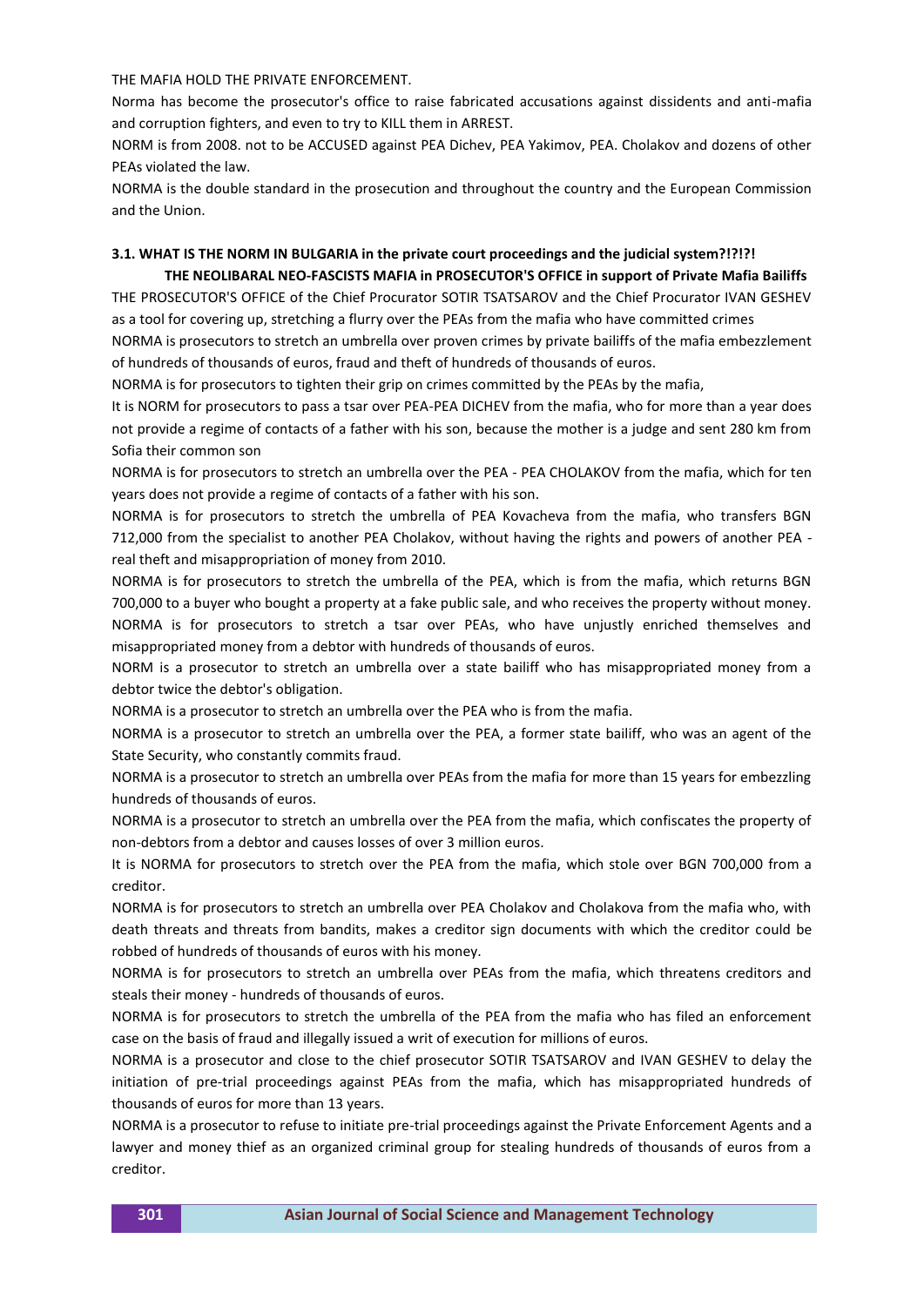THE MAFIA HOLD THE PRIVATE ENFORCEMENT.

Norma has become the prosecutor's office to raise fabricated accusations against dissidents and anti-mafia and corruption fighters, and even to try to KILL them in ARREST.

NORM is from 2008. not to be ACCUSED against PEA Dichev, PEA Yakimov, PEA. Cholakov and dozens of other PEAs violated the law.

NORMA is the double standard in the prosecution and throughout the country and the European Commission and the Union.

### 3.1. WHAT IS THE NORM IN BULGARIA in the private court proceedings and the judicial system?!?!?!

**THE NEOLIBARAL NEO-FASCISTS MAFIA in PROSECUTOR'S OFFICE in support of Private Mafia Bailiffs**

THE PROSECUTOR'S OFFICE of the Chief Procurator SOTIR TSATSAROV and the Chief Procurator IVAN GESHEV as a tool for covering up, stretching a flurry over the PEAs from the mafia who have committed crimes

NORMA is prosecutors to stretch an umbrella over proven crimes by private bailiffs of the mafia embezzlement of hundreds of thousands of euros, fraud and theft of hundreds of thousands of euros.

NORMA is for prosecutors to tighten their grip on crimes committed by the PEAs by the mafia,

It is NORM for prosecutors to pass a tsar over PEA-PEA DICHEV from the mafia, who for more than a year does not provide a regime of contacts of a father with his son, because the mother is a judge and sent 280 km from Sofia their common son

NORMA is for prosecutors to stretch an umbrella over the PEA - PEA CHOLAKOV from the mafia, which for ten years does not provide a regime of contacts of a father with his son.

NORMA is for prosecutors to stretch the umbrella of PEA Kovacheva from the mafia, who transfers BGN 712,000 from the specialist to another PEA Cholakov, without having the rights and powers of another PEA - real theft and misappropriation of money from 2010.

NORMA is for prosecutors to stretch the umbrella of the PEA, which is from the mafia, which returns BGN 700,000 to a buyer who bought a property at a fake public sale, and who receives the property without money.

NORMA is for prosecutors to stretch a tsar over PEAs, who have unjustly enriched themselves and misappropriated money from a debtor with hundreds of thousands of euros.

NORM is a prosecutor to stretch an umbrella over a state bailiff who has misappropriated money from a debtor twice the debtor's obligation.

NORMA is a prosecutor to stretch an umbrella over the PEA who is from the mafia.

NORMA is a prosecutor to stretch an umbrella over the PEA, a former state bailiff, who was an agent of the State Security, who constantly commits fraud.

NORMA is a prosecutor to stretch an umbrella over PEAs from the mafia for more than 15 years for embezzling hundreds of thousands of euros.

NORMA is a prosecutor to stretch an umbrella over the PEA from the mafia, which confiscates the property of non-debtors from a debtor and causes losses of over 3 million euros.

It is NORMA for prosecutors to stretch over the PEA from the mafia, which stole over BGN 700,000 from a creditor.

NORMA is for prosecutors to stretch an umbrella over PEA Cholakov and Cholakova from the mafia who, with death threats and threats from bandits, makes a creditor sign documents with which the creditor could be robbed of hundreds of thousands of euros with his money.

NORMA is for prosecutors to stretch an umbrella over PEAs from the mafia, which threatens creditors and steals their money - hundreds of thousands of euros.

NORMA is for prosecutors to stretch the umbrella of the PEA from the mafia who has filed an enforcement case on the basis of fraud and illegally issued a writ of execution for millions of euros.

NORMA is a prosecutor and close to the chief prosecutor SOTIR TSATSAROV and IVAN GESHEV to delay the initiation of pre-trial proceedings against PEAs from the mafia, which has misappropriated hundreds of thousands of euros for more than 13 years.

NORMA is a prosecutor to refuse to initiate pre-trial proceedings against the Private Enforcement Agents and a lawyer and money thief as an organized criminal group for stealing hundreds of thousands of euros from a creditor.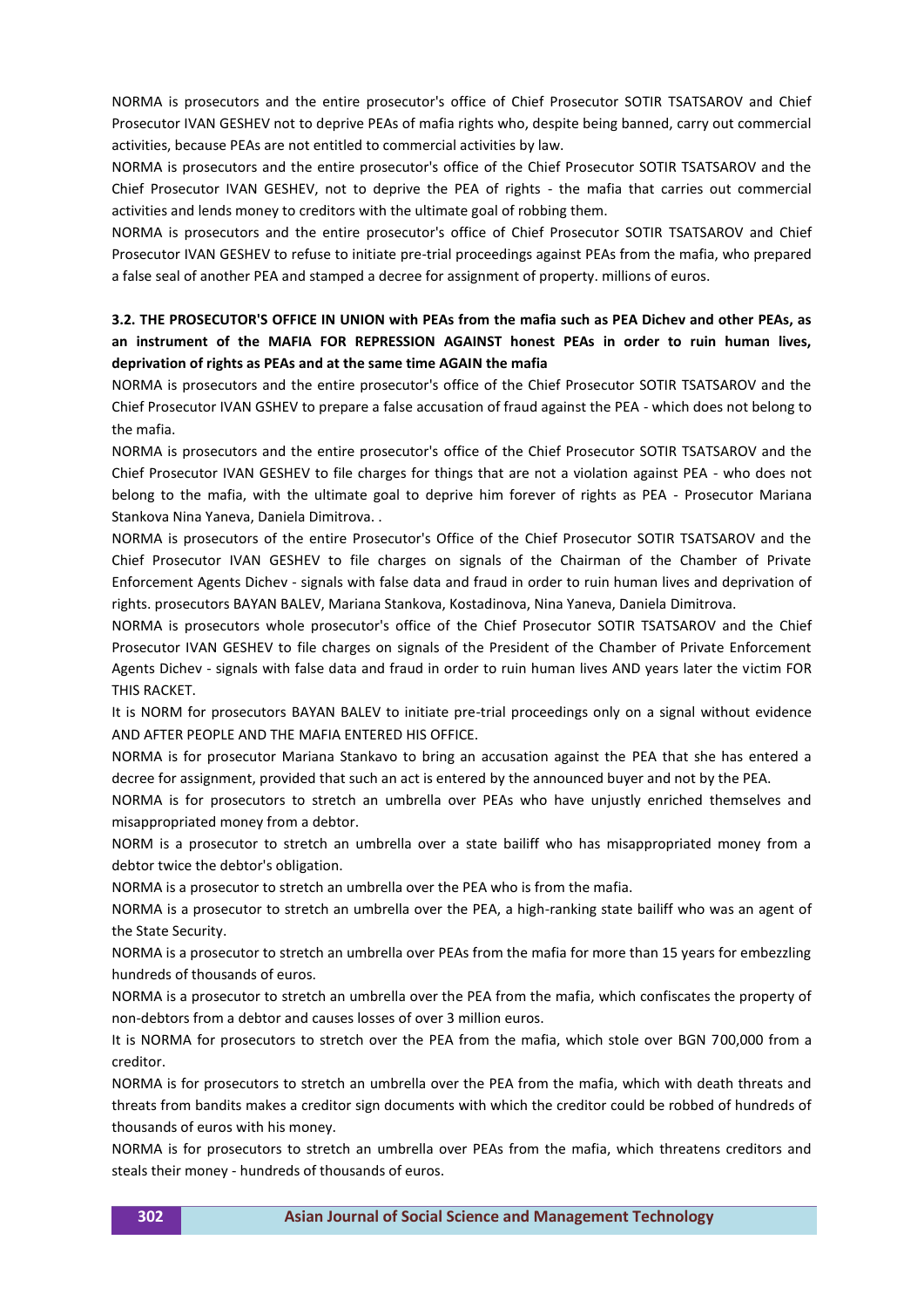NORMA is prosecutors and the entire prosecutor's office of Chief Prosecutor SOTIR TSATSAROV and Chief Prosecutor IVAN GESHEV not to deprive PEAs of mafia rights who, despite being banned, carry out commercial activities, because PEAs are not entitled to commercial activities by law.

NORMA is prosecutors and the entire prosecutor's office of the Chief Prosecutor SOTIR TSATSAROV and the Chief Prosecutor IVAN GESHEV, not to deprive the PEA of rights - the mafia that carries out commercial activities and lends money to creditors with the ultimate goal of robbing them.

NORMA is prosecutors and the entire prosecutor's office of Chief Prosecutor SOTIR TSATSAROV and Chief Prosecutor IVAN GESHEV to refuse to initiate pre-trial proceedings against PEAs from the mafia, who prepared a false seal of another PEA and stamped a decree for assignment of property. millions of euros.

**3.2. THE PROSECUTOR'S OFFICE IN UNION with PEAs from the mafia such as PEA Dichev and other PEAs, as an instrument of the MAFIA FOR REPRESSION AGAINST honest PEAs in order to ruin human lives, deprivation of rights as PEAs and at the same time AGAIN the mafia**

NORMA is prosecutors and the entire prosecutor's office of the Chief Prosecutor SOTIR TSATSAROV and the Chief Prosecutor IVAN GSHEV to prepare a false accusation of fraud against the PEA - which does not belong to the mafia.

NORMA is prosecutors and the entire prosecutor's office of the Chief Prosecutor SOTIR TSATSAROV and the Chief Prosecutor IVAN GESHEV to file charges for things that are not a violation against PEA - who does not belong to the mafia, with the ultimate goal to deprive him forever of rights as PEA - Prosecutor Mariana Stankova Nina Yaneva, Daniela Dimitrova. .

NORMA is prosecutors of the entire Prosecutor's Office of the Chief Prosecutor SOTIR TSATSAROV and the Chief Prosecutor IVAN GESHEV to file charges on signals of the Chairman of the Chamber of Private Enforcement Agents Dichev - signals with false data and fraud in order to ruin human lives and deprivation of rights. prosecutors BAYAN BALEV, Mariana Stankova, Kostadinova, Nina Yaneva, Daniela Dimitrova.

NORMA is prosecutors whole prosecutor's office of the Chief Prosecutor SOTIR TSATSAROV and the Chief Prosecutor IVAN GESHEV to file charges on signals of the President of the Chamber of Private Enforcement Agents Dichev - signals with false data and fraud in order to ruin human lives AND years later the victim FOR THIS RACKET.

It is NORM for prosecutors BAYAN BALEV to initiate pre-trial proceedings only on a signal without evidence AND AFTER PEOPLE AND THE MAFIA ENTERED HIS OFFICE.

NORMA is for prosecutor Mariana Stankavo to bring an accusation against the PEA that she has entered a decree for assignment, provided that such an act is entered by the announced buyer and not by the PEA.

NORMA is for prosecutors to stretch an umbrella over PEAs who have unjustly enriched themselves and misappropriated money from a debtor.

NORM is a prosecutor to stretch an umbrella over a state bailiff who has misappropriated money from a debtor twice the debtor's obligation.

NORMA is a prosecutor to stretch an umbrella over the PEA who is from the mafia.

NORMA is a prosecutor to stretch an umbrella over the PEA, a high-ranking state bailiff who was an agent of the State Security.

NORMA is a prosecutor to stretch an umbrella over PEAs from the mafia for more than 15 years for embezzling hundreds of thousands of euros.

NORMA is a prosecutor to stretch an umbrella over the PEA from the mafia, which confiscates the property of non-debtors from a debtor and causes losses of over 3 million euros.

It is NORMA for prosecutors to stretch over the PEA from the mafia, which stole over BGN 700,000 from a creditor.

NORMA is for prosecutors to stretch an umbrella over the PEA from the mafia, which with death threats and threats from bandits makes a creditor sign documents with which the creditor could be robbed of hundreds of thousands of euros with his money.

NORMA is for prosecutors to stretch an umbrella over PEAs from the mafia, which threatens creditors and steals their money - hundreds of thousands of euros.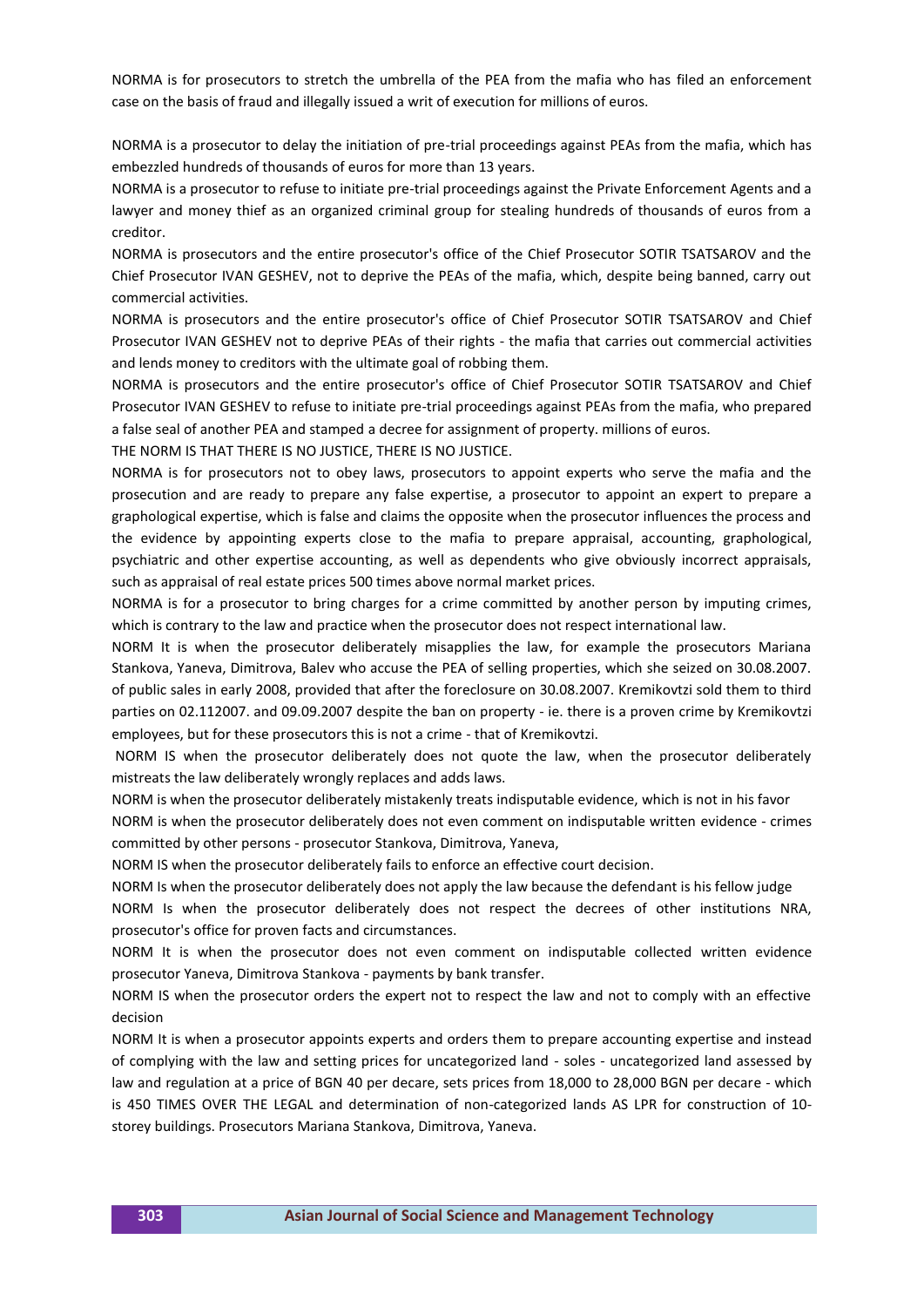NORMA is for prosecutors to stretch the umbrella of the PEA from the mafia who has filed an enforcement case on the basis of fraud and illegally issued a writ of execution for millions of euros.

NORMA is a prosecutor to delay the initiation of pre-trial proceedings against PEAs from the mafia, which has embezzled hundreds of thousands of euros for more than 13 years.

NORMA is a prosecutor to refuse to initiate pre-trial proceedings against the Private Enforcement Agents and a lawyer and money thief as an organized criminal group for stealing hundreds of thousands of euros from a creditor.

NORMA is prosecutors and the entire prosecutor's office of the Chief Prosecutor SOTIR TSATSAROV and the Chief Prosecutor IVAN GESHEV, not to deprive the PEAs of the mafia, which, despite being banned, carry out commercial activities.

NORMA is prosecutors and the entire prosecutor's office of Chief Prosecutor SOTIR TSATSAROV and Chief Prosecutor IVAN GESHEV not to deprive PEAs of their rights - the mafia that carries out commercial activities and lends money to creditors with the ultimate goal of robbing them.

NORMA is prosecutors and the entire prosecutor's office of Chief Prosecutor SOTIR TSATSAROV and Chief Prosecutor IVAN GESHEV to refuse to initiate pre-trial proceedings against PEAs from the mafia, who prepared a false seal of another PEA and stamped a decree for assignment of property. millions of euros.

THE NORM IS THAT THERE IS NO JUSTICE, THERE IS NO JUSTICE.

NORMA is for prosecutors not to obey laws, prosecutors to appoint experts who serve the mafia and the prosecution and are ready to prepare any false expertise, a prosecutor to appoint an expert to prepare a graphological expertise, which is false and claims the opposite when the prosecutor influences the process and the evidence by appointing experts close to the mafia to prepare appraisal, accounting, graphological, psychiatric and other expertise accounting, as well as dependents who give obviously incorrect appraisals, such as appraisal of real estate prices 500 times above normal market prices.

NORMA is for a prosecutor to bring charges for a crime committed by another person by imputing crimes, which is contrary to the law and practice when the prosecutor does not respect international law.

NORM It is when the prosecutor deliberately misapplies the law, for example the prosecutors Mariana Stankova, Yaneva, Dimitrova, Balev who accuse the PEA of selling properties, which she seized on 30.08.2007. of public sales in early 2008, provided that after the foreclosure on 30.08.2007. Kremikovtzi sold them to third parties on 02.112007. and 09.09.2007 despite the ban on property - ie. there is a proven crime by Kremikovtzi employees, but for these prosecutors this is not a crime - that of Kremikovtzi.

NORM IS when the prosecutor deliberately does not quote the law, when the prosecutor deliberately mistreats the law deliberately wrongly replaces and adds laws.

NORM is when the prosecutor deliberately mistakenly treats indisputable evidence, which is not in his favor

NORM is when the prosecutor deliberately does not even comment on indisputable written evidence - crimes committed by other persons - prosecutor Stankova, Dimitrova, Yaneva,

NORM IS when the prosecutor deliberately fails to enforce an effective court decision.

NORM Is when the prosecutor deliberately does not apply the law because the defendant is his fellow judge

NORM Is when the prosecutor deliberately does not respect the decrees of other institutions NRA, prosecutor's office for proven facts and circumstances.

NORM It is when the prosecutor does not even comment on indisputable collected written evidence prosecutor Yaneva, Dimitrova Stankova - payments by bank transfer.

NORM IS when the prosecutor orders the expert not to respect the law and not to comply with an effective decision

NORM It is when a prosecutor appoints experts and orders them to prepare accounting expertise and instead of complying with the law and setting prices for uncategorized land - soles - uncategorized land assessed by law and regulation at a price of BGN 40 per decare, sets prices from 18,000 to 28,000 BGN per decare - which is 450 TIMES OVER THE LEGAL and determination of non-categorized lands AS LPR for construction of 10-storey buildings. Prosecutors Mariana Stankova, Dimitrova, Yaneva.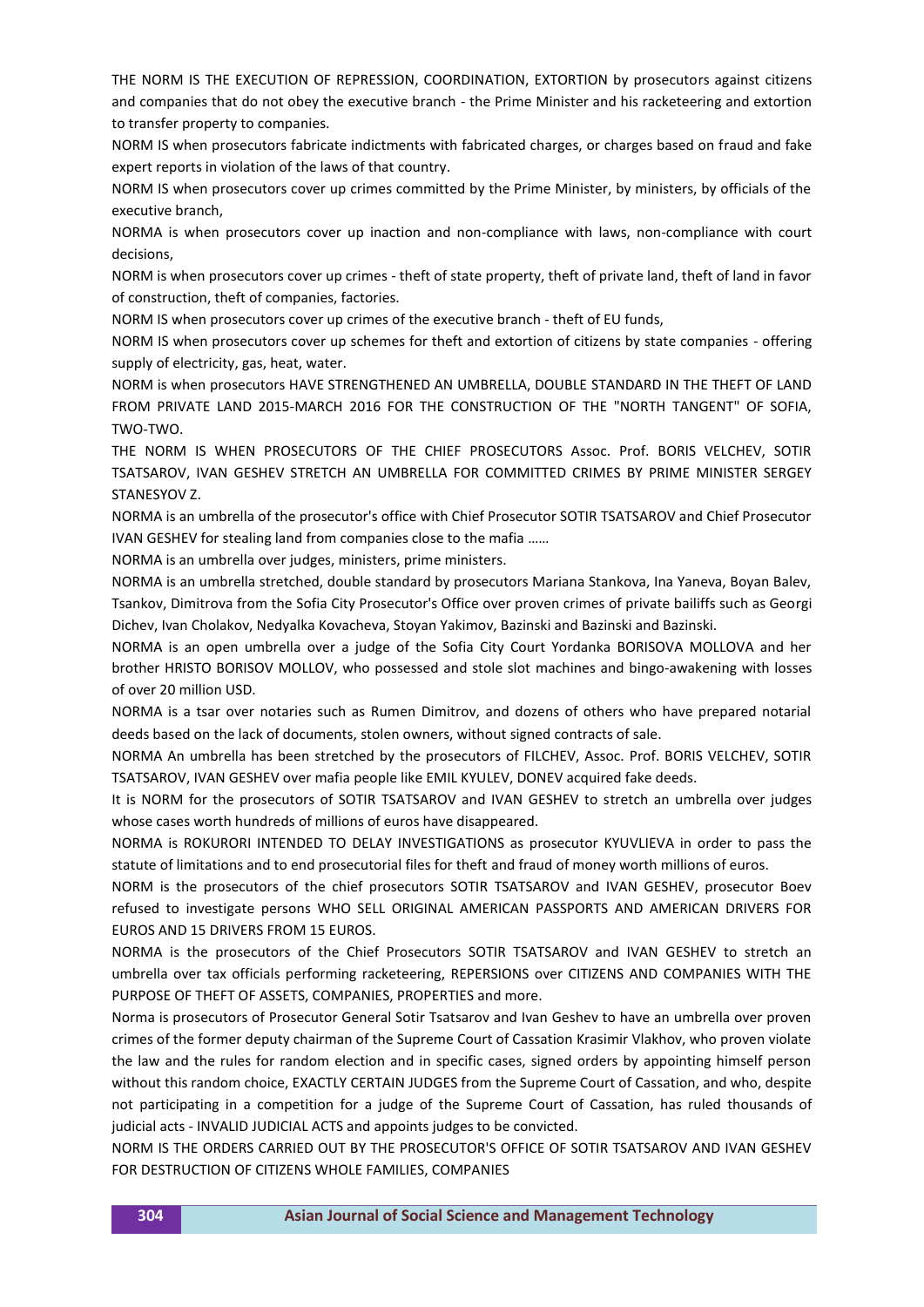THE NORM IS THE EXECUTION OF REPRESSION, COORDINATION, EXTORTION by prosecutors against citizens and companies that do not obey the executive branch - the Prime Minister and his racketeering and extortion to transfer property to companies.

NORM IS when prosecutors fabricate indictments with fabricated charges, or charges based on fraud and fake expert reports in violation of the laws of that country.

NORM IS when prosecutors cover up crimes committed by the Prime Minister, by ministers, by officials of the executive branch,

NORMA is when prosecutors cover up inaction and non-compliance with laws, non-compliance with court decisions,

NORM is when prosecutors cover up crimes - theft of state property, theft of private land, theft of land in favor of construction, theft of companies, factories.

NORM IS when prosecutors cover up crimes of the executive branch - theft of EU funds,

NORM IS when prosecutors cover up schemes for theft and extortion of citizens by state companies - offering supply of electricity, gas, heat, water.

NORM is when prosecutors HAVE STRENGTHENED AN UMBRELLA, DOUBLE STANDARD IN THE THEFT OF LAND FROM PRIVATE LAND 2015-MARCH 2016 FOR THE CONSTRUCTION OF THE "NORTH TANGENT" OF SOFIA, TWO-TWO.

THE NORM IS WHEN PROSECUTORS OF THE CHIEF PROSECUTORS Assoc. Prof. BORIS VELCHEV, SOTIR TSATSAROV, IVAN GESHEV STRETCH AN UMBRELLA FOR COMMITTED CRIMES BY PRIME MINISTER SERGEY STANESYOV Z.

NORMA is an umbrella of the prosecutor's office with Chief Prosecutor SOTIR TSATSAROV and Chief Prosecutor IVAN GESHEV for stealing land from companies close to the mafia ……

NORMA is an umbrella over judges, ministers, prime ministers.

NORMA is an umbrella stretched, double standard by prosecutors Mariana Stankova, Ina Yaneva, Boyan Balev, Tsankov, Dimitrova from the Sofia City Prosecutor's Office over proven crimes of private bailiffs such as Georgi Dichev, Ivan Cholakov, Nedyalka Kovacheva, Stoyan Yakimov, Bazinski and Bazinski and Bazinski.

NORMA is an open umbrella over a judge of the Sofia City Court Yordanka BORISOVA MOLLOVA and her brother HRISTO BORISOV MOLLOV, who possessed and stole slot machines and bingo-awakening with losses of over 20 million USD.

NORMA is a tsar over notaries such as Rumen Dimitrov, and dozens of others who have prepared notarial deeds based on the lack of documents, stolen owners, without signed contracts of sale.

NORMA An umbrella has been stretched by the prosecutors of FILCHEV, Assoc. Prof. BORIS VELCHEV, SOTIR TSATSAROV, IVAN GESHEV over mafia people like EMIL KYULEV, DONEV acquired fake deeds.

It is NORM for the prosecutors of SOTIR TSATSAROV and IVAN GESHEV to stretch an umbrella over judges whose cases worth hundreds of millions of euros have disappeared.

NORMA is ROKURORI INTENDED TO DELAY INVESTIGATIONS as prosecutor KYUVLIEVA in order to pass the statute of limitations and to end prosecutorial files for theft and fraud of money worth millions of euros.

NORM is the prosecutors of the chief prosecutors SOTIR TSATSAROV and IVAN GESHEV, prosecutor Boev refused to investigate persons WHO SELL ORIGINAL AMERICAN PASSPORTS AND AMERICAN DRIVERS FOR EUROS AND 15 DRIVERS FROM 15 EUROS.

NORMA is the prosecutors of the Chief Prosecutors SOTIR TSATSAROV and IVAN GESHEV to stretch an umbrella over tax officials performing racketeering, REPERSIONS over CITIZENS AND COMPANIES WITH THE PURPOSE OF THEFT OF ASSETS, COMPANIES, PROPERTIES and more.

Norma is prosecutors of Prosecutor General Sotir Tsatsarov and Ivan Geshev to have an umbrella over proven crimes of the former deputy chairman of the Supreme Court of Cassation Krasimir Vlakhov, who proven violate the law and the rules for random election and in specific cases, signed orders by appointing himself person without this random choice, EXACTLY CERTAIN JUDGES from the Supreme Court of Cassation, and who, despite not participating in a competition for a judge of the Supreme Court of Cassation, has ruled thousands of judicial acts - INVALID JUDICIAL ACTS and appoints judges to be convicted.

NORM IS THE ORDERS CARRIED OUT BY THE PROSECUTOR'S OFFICE OF SOTIR TSATSAROV AND IVAN GESHEV FOR DESTRUCTION OF CITIZENS WHOLE FAMILIES, COMPANIES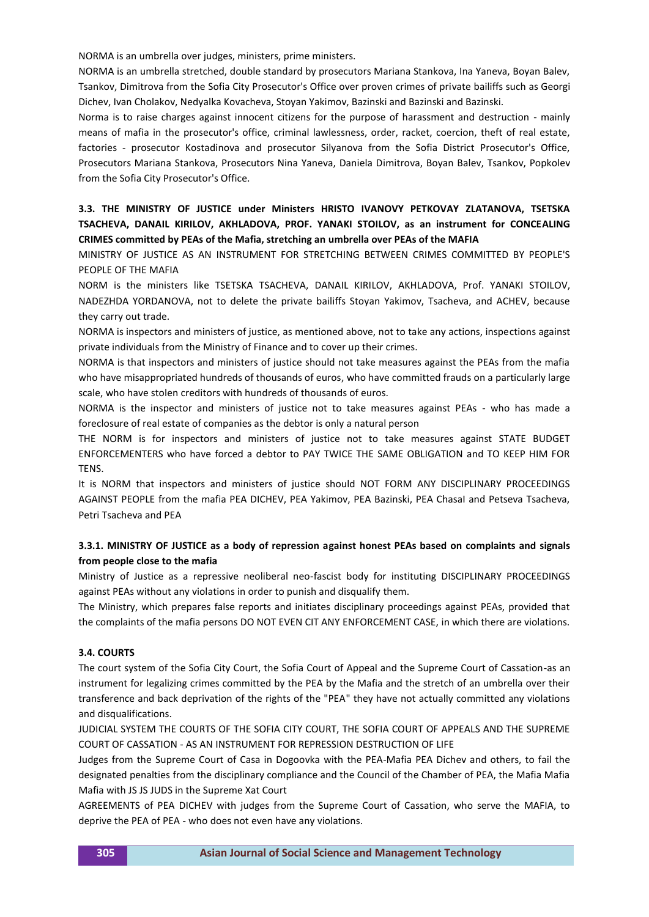NORMA is an umbrella over judges, ministers, prime ministers.

NORMA is an umbrella stretched, double standard by prosecutors Mariana Stankova, Ina Yaneva, Boyan Balev, Tsankov, Dimitrova from the Sofia City Prosecutor's Office over proven crimes of private bailiffs such as Georgi Dichev, Ivan Cholakov, Nedyalka Kovacheva, Stoyan Yakimov, Bazinski and Bazinski and Bazinski.

Norma is to raise charges against innocent citizens for the purpose of harassment and destruction - mainly means of mafia in the prosecutor's office, criminal lawlessness, order, racket, coercion, theft of real estate, factories - prosecutor Kostadinova and prosecutor Silyanova from the Sofia District Prosecutor's Office, Prosecutors Mariana Stankova, Prosecutors Nina Yaneva, Daniela Dimitrova, Boyan Balev, Tsankov, Popkolev from the Sofia City Prosecutor's Office.

### 3.3. THE MINISTRY OF JUSTICE under Ministers HRISTO IVANOVY PETKOVAY ZLATANOVA, TSETSKA TSACHEVA, DANAIL KIRILOV, AKHLADOVA, PROF. YANAKI STOILOV, as an instrument for CONCEALING CRIMES committed by PEAs of the Mafia, stretching an umbrella over PEAs of the MAFIA

MINISTRY OF JUSTICE AS AN INSTRUMENT FOR STRETCHING BETWEEN CRIMES COMMITTED BY PEOPLE'S PEOPLE OF THE MAFIA

NORM is the ministers like TSETSKA TSACHEVA, DANAIL KIRILOV, AKHLADOVA, Prof. YANAKI STOILOV, NADEZHDA YORDANOVA, not to delete the private bailiffs Stoyan Yakimov, Tsacheva, and ACHEV, because they carry out trade.

NORMA is inspectors and ministers of justice, as mentioned above, not to take any actions, inspections against private individuals from the Ministry of Finance and to cover up their crimes.

NORMA is that inspectors and ministers of justice should not take measures against the PEAs from the mafia who have misappropriated hundreds of thousands of euros, who have committed frauds on a particularly large scale, who have stolen creditors with hundreds of thousands of euros.

NORMA is the inspector and ministers of justice not to take measures against PEAs - who has made a foreclosure of real estate of companies as the debtor is only a natural person

THE NORM is for inspectors and ministers of justice not to take measures against STATE BUDGET ENFORCEMENTERS who have forced a debtor to PAY TWICE THE SAME OBLIGATION and TO KEEP HIM FOR TENS.

It is NORM that inspectors and ministers of justice should NOT FORM ANY DISCIPLINARY PROCEEDINGS AGAINST PEOPLE from the mafia PEA DICHEV, PEA Yakimov, PEA Bazinski, PEA Chasal and Petseva Tsacheva, Petri Tsacheva and PEA

#### 3.3.1. MINISTRY OF JUSTICE as a body of repression against honest PEAs based on complaints and signals from people close to the mafia

Ministry of Justice as a repressive neoliberal neo-fascist body for instituting DISCIPLINARY PROCEEDINGS against PEAs without any violations in order to punish and disqualify them.

The Ministry, which prepares false reports and initiates disciplinary proceedings against PEAs, provided that the complaints of the mafia persons DO NOT EVEN CIT ANY ENFORCEMENT CASE, in which there are violations.

### 3.4. COURTS

The court system of the Sofia City Court, the Sofia Court of Appeal and the Supreme Court of Cassation-as an instrument for legalizing crimes committed by the PEA by the Mafia and the stretch of an umbrella over their transference and back deprivation of the rights of the "PEA" they have not actually committed any violations and disqualifications.

JUDICIAL SYSTEM THE COURTS OF THE SOFIA CITY COURT, THE SOFIA COURT OF APPEALS AND THE SUPREME COURT OF CASSATION - AS AN INSTRUMENT FOR REPRESSION DESTRUCTION OF LIFE

Judges from the Supreme Court of Casa in Dogoovka with the PEA-Mafia PEA Dichev and others, to fail the designated penalties from the disciplinary compliance and the Council of the Chamber of PEA, the Mafia Mafia Mafia with JS JS JUDS in the Supreme Xat Court

AGREEMENTS of PEA DICHEV with judges from the Supreme Court of Cassation, who serve the MAFIA, to deprive the PEA of PEA - who does not even have any violations.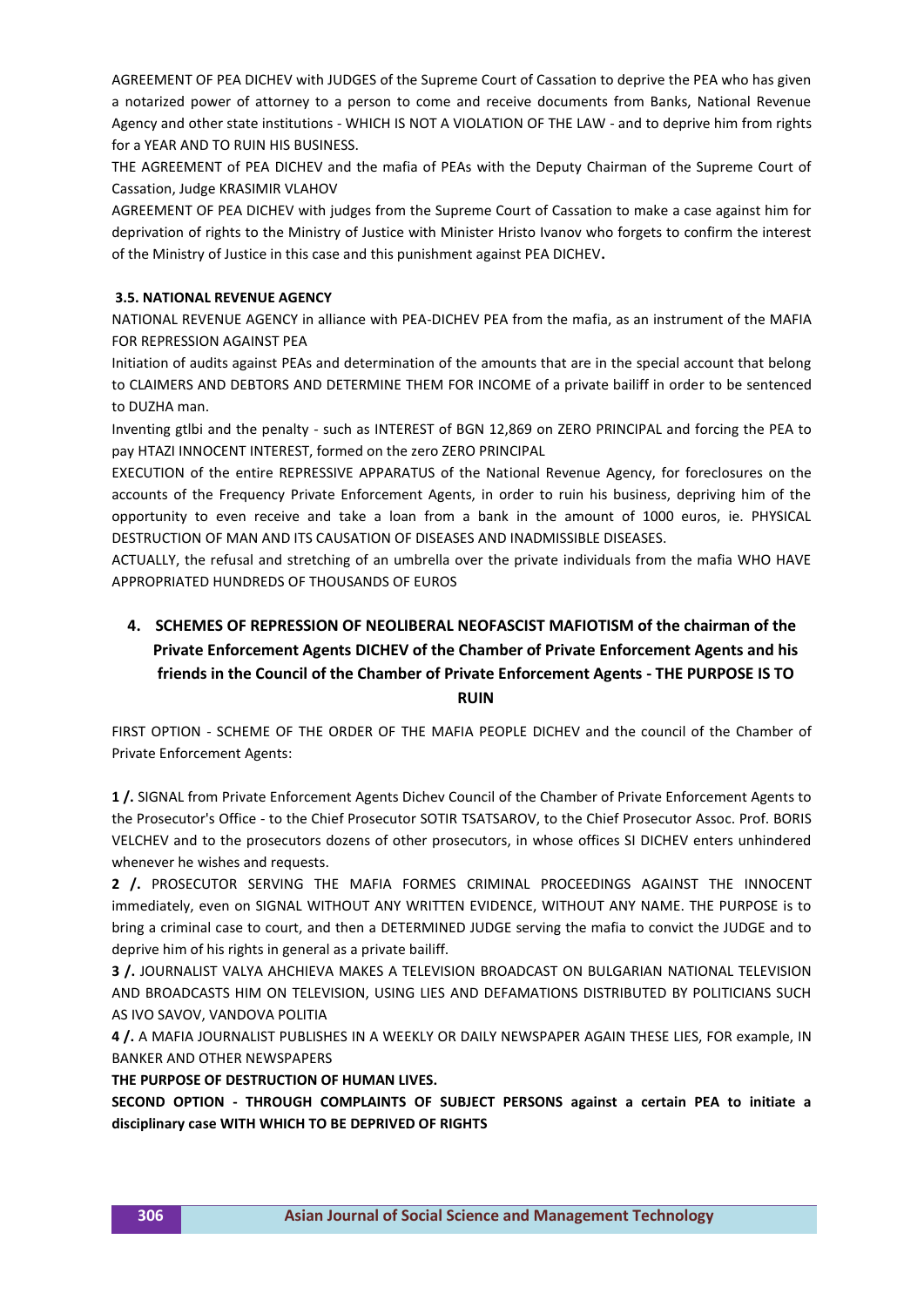AGREEMENT OF PEA DICHEV with JUDGES of the Supreme Court of Cassation to deprive the PEA who has given a notarized power of attorney to a person to come and receive documents from Banks, National Revenue Agency and other state institutions - WHICH IS NOT A VIOLATION OF THE LAW - and to deprive him from rights for a YEAR AND TO RUIN HIS BUSINESS.

THE AGREEMENT of PEA DICHEV and the mafia of PEAs with the Deputy Chairman of the Supreme Court of Cassation, Judge KRASIMIR VLAHOV

AGREEMENT OF PEA DICHEV with judges from the Supreme Court of Cassation to make a case against him for deprivation of rights to the Ministry of Justice with Minister Hristo Ivanov who forgets to confirm the interest of the Ministry of Justice in this case and this punishment against PEA DICHEV**.**

### 3.5. NATIONAL REVENUE AGENCY

NATIONAL REVENUE AGENCY in alliance with PEA-DICHEV PEA from the mafia, as an instrument of the MAFIA FOR REPRESSION AGAINST PEA

Initiation of audits against PEAs and determination of the amounts that are in the special account that belong to CLAIMERS AND DEBTORS AND DETERMINE THEM FOR INCOME of a private bailiff in order to be sentenced to DUZHA man.

Inventing gtlbi and the penalty - such as INTEREST of BGN 12,869 on ZERO PRINCIPAL and forcing the PEA to pay HTAZI INNOCENT INTEREST, formed on the zero ZERO PRINCIPAL

EXECUTION of the entire REPRESSIVE APPARATUS of the National Revenue Agency, for foreclosures on the accounts of the Frequency Private Enforcement Agents, in order to ruin his business, depriving him of the opportunity to even receive and take a loan from a bank in the amount of 1000 euros, ie. PHYSICAL DESTRUCTION OF MAN AND ITS CAUSATION OF DISEASES AND INADMISSIBLE DISEASES.

ACTUALLY, the refusal and stretching of an umbrella over the private individuals from the mafia WHO HAVE APPROPRIATED HUNDREDS OF THOUSANDS OF EUROS

## 4. SCHEMES OF REPRESSION OF NEOLIBERAL NEOFASCIST MAFIOTISM of the chairman of the Private Enforcement Agents DICHEV of the Chamber of Private Enforcement Agents and his friends in the Council of the Chamber of Private Enforcement Agents - THE PURPOSE IS TO RUIN

FIRST OPTION - SCHEME OF THE ORDER OF THE MAFIA PEOPLE DICHEV and the council of the Chamber of Private Enforcement Agents:

**1 /.** SIGNAL from Private Enforcement Agents Dichev Council of the Chamber of Private Enforcement Agents to the Prosecutor's Office - to the Chief Prosecutor SOTIR TSATSAROV, to the Chief Prosecutor Assoc. Prof. BORIS VELCHEV and to the prosecutors dozens of other prosecutors, in whose offices SI DICHEV enters unhindered whenever he wishes and requests.

**2 /.** PROSECUTOR SERVING THE MAFIA FORMES CRIMINAL PROCEEDINGS AGAINST THE INNOCENT immediately, even on SIGNAL WITHOUT ANY WRITTEN EVIDENCE, WITHOUT ANY NAME. THE PURPOSE is to bring a criminal case to court, and then a DETERMINED JUDGE serving the mafia to convict the JUDGE and to deprive him of his rights in general as a private bailiff.

**3 /.** JOURNALIST VALYA AHCHIEVA MAKES A TELEVISION BROADCAST ON BULGARIAN NATIONAL TELEVISION AND BROADCASTS HIM ON TELEVISION, USING LIES AND DEFAMATIONS DISTRIBUTED BY POLITICIANS SUCH AS IVO SAVOV, VANDOVA POLITIA

**4 /.** A MAFIA JOURNALIST PUBLISHES IN A WEEKLY OR DAILY NEWSPAPER AGAIN THESE LIES, FOR example, IN BANKER AND OTHER NEWSPAPERS

**THE PURPOSE OF DESTRUCTION OF HUMAN LIVES.**

**SECOND OPTION - THROUGH COMPLAINTS OF SUBJECT PERSONS against a certain PEA to initiate a disciplinary case WITH WHICH TO BE DEPRIVED OF RIGHTS**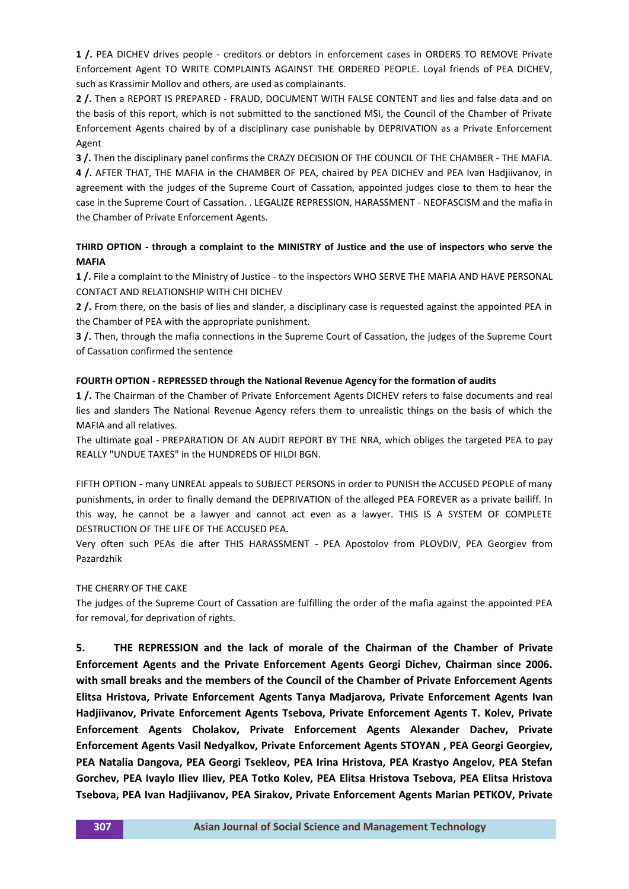**1 /.** PEA DICHEV drives people - creditors or debtors in enforcement cases in ORDERS TO REMOVE Private Enforcement Agent TO WRITE COMPLAINTS AGAINST THE ORDERED PEOPLE. Loyal friends of PEA DICHEV, such as Krassimir Mollov and others, are used as complainants.

**2 /.** Then a REPORT IS PREPARED - FRAUD, DOCUMENT WITH FALSE CONTENT and lies and false data and on the basis of this report, which is not submitted to the sanctioned MSI, the Council of the Chamber of Private Enforcement Agents chaired by of a disciplinary case punishable by DEPRIVATION as a Private Enforcement Agent

**3 /.** Then the disciplinary panel confirms the CRAZY DECISION OF THE COUNCIL OF THE CHAMBER - THE MAFIA.

**4 /.** AFTER THAT, THE MAFIA in the CHAMBER OF PEA, chaired by PEA DICHEV and PEA Ivan Hadjiivanov, in agreement with the judges of the Supreme Court of Cassation, appointed judges close to them to hear the case in the Supreme Court of Cassation. . LEGALIZE REPRESSION, HARASSMENT - NEOFASCISM and the mafia in the Chamber of Private Enforcement Agents.

**THIRD OPTION - through a complaint to the MINISTRY of Justice and the use of inspectors who serve the MAFIA**

**1 /.** File a complaint to the Ministry of Justice - to the inspectors WHO SERVE THE MAFIA AND HAVE PERSONAL CONTACT AND RELATIONSHIP WITH CHI DICHEV

**2 /.** From there, on the basis of lies and slander, a disciplinary case is requested against the appointed PEA in the Chamber of PEA with the appropriate punishment.

**3 /.** Then, through the mafia connections in the Supreme Court of Cassation, the judges of the Supreme Court of Cassation confirmed the sentence

**FOURTH OPTION - REPRESSED through the National Revenue Agency for the formation of audits**

**1 /.** The Chairman of the Chamber of Private Enforcement Agents DICHEV refers to false documents and real lies and slanders The National Revenue Agency refers them to unrealistic things on the basis of which the MAFIA and all relatives.

The ultimate goal - PREPARATION OF AN AUDIT REPORT BY THE NRA, which obliges the targeted PEA to pay REALLY "UNDUE TAXES" in the HUNDREDS OF HILDI BGN.

FIFTH OPTION - many UNREAL appeals to SUBJECT PERSONS in order to PUNISH the ACCUSED PEOPLE of many punishments, in order to finally demand the DEPRIVATION of the alleged PEA FOREVER as a private bailiff. In this way, he cannot be a lawyer and cannot act even as a lawyer. THIS IS A SYSTEM OF COMPLETE DESTRUCTION OF THE LIFE OF THE ACCUSED PEA.

Very often such PEAs die after THIS HARASSMENT - PEA Apostolov from PLOVDIV, PEA Georgiev from Pazardzhik

THE CHERRY OF THE CAKE

The judges of the Supreme Court of Cassation are fulfilling the order of the mafia against the appointed PEA for removal, for deprivation of rights.

**5. THE REPRESSION and the lack of morale of the Chairman of the Chamber of Private Enforcement Agents and the Private Enforcement Agents Georgi Dichev, Chairman since 2006. with small breaks and the members of the Council of the Chamber of Private Enforcement Agents Elitsa Hristova, Private Enforcement Agents Tanya Madjarova, Private Enforcement Agents Ivan Hadjiivanov, Private Enforcement Agents Tsebova, Private Enforcement Agents T. Kolev, Private Enforcement Agents Cholakov, Private Enforcement Agents Alexander Dachev, Private Enforcement Agents Vasil Nedyalkov, Private Enforcement Agents STOYAN , PEA Georgi Georgiev, PEA Natalia Dangova, PEA Georgi Tsekleov, PEA Irina Hristova, PEA Krastyo Angelov, PEA Stefan Gorchev, PEA Ivaylo Iliev Iliev, PEA Totko Kolev, PEA Elitsa Hristova Tsebova, PEA Elitsa Hristova Tsebova, PEA Ivan Hadjiivanov, PEA Sirakov, Private Enforcement Agents Marian PETKOV, Private**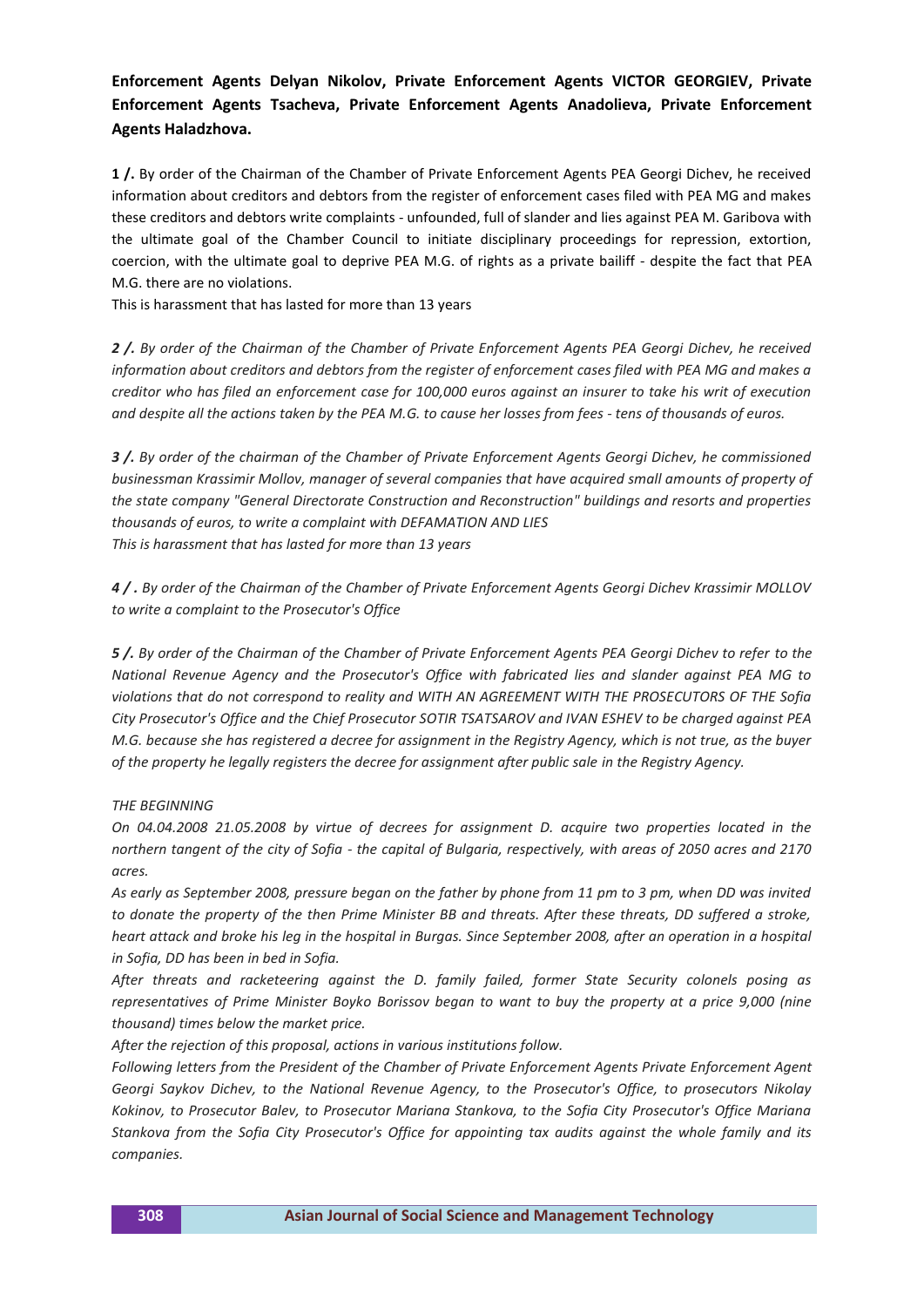**Enforcement Agents Delyan Nikolov, Private Enforcement Agents VICTOR GEORGIEV, Private Enforcement Agents Tsacheva, Private Enforcement Agents Anadolieva, Private Enforcement Agents Haladzhova.**

**1 /.** By order of the Chairman of the Chamber of Private Enforcement Agents PEA Georgi Dichev, he received information about creditors and debtors from the register of enforcement cases filed with PEA MG and makes these creditors and debtors write complaints - unfounded, full of slander and lies against PEA M. Garibova with the ultimate goal of the Chamber Council to initiate disciplinary proceedings for repression, extortion, coercion, with the ultimate goal to deprive PEA M.G. of rights as a private bailiff - despite the fact that PEA M.G. there are no violations.

This is harassment that has lasted for more than 13 years

***2 /.** By order of the Chairman of the Chamber of Private Enforcement Agents PEA Georgi Dichev, he received information about creditors and debtors from the register of enforcement cases filed with PEA MG and makes a creditor who has filed an enforcement case for 100,000 euros against an insurer to take his writ of execution and despite all the actions taken by the PEA M.G. to cause her losses from fees - tens of thousands of euros.*

***3 /.** By order of the chairman of the Chamber of Private Enforcement Agents Georgi Dichev, he commissioned businessman Krassimir Mollov, manager of several companies that have acquired small amounts of property of the state company "General Directorate Construction and Reconstruction" buildings and resorts and properties thousands of euros, to write a complaint with DEFAMATION AND LIES*

*This is harassment that has lasted for more than 13 years*

***4 / .** By order of the Chairman of the Chamber of Private Enforcement Agents Georgi Dichev Krassimir MOLLOV to write a complaint to the Prosecutor's Office*

***5 /.** By order of the Chairman of the Chamber of Private Enforcement Agents PEA Georgi Dichev to refer to the National Revenue Agency and the Prosecutor's Office with fabricated lies and slander against PEA MG to violations that do not correspond to reality and WITH AN AGREEMENT WITH THE PROSECUTORS OF THE Sofia City Prosecutor's Office and the Chief Prosecutor SOTIR TSATSAROV and IVAN ESHEV to be charged against PEA M.G. because she has registered a decree for assignment in the Registry Agency, which is not true, as the buyer of the property he legally registers the decree for assignment after public sale in the Registry Agency.*

*THE BEGINNING*

*On 04.04.2008 21.05.2008 by virtue of decrees for assignment D. acquire two properties located in the northern tangent of the city of Sofia - the capital of Bulgaria, respectively, with areas of 2050 acres and 2170 acres.*

*As early as September 2008, pressure began on the father by phone from 11 pm to 3 pm, when DD was invited to donate the property of the then Prime Minister BB and threats. After these threats, DD suffered a stroke, heart attack and broke his leg in the hospital in Burgas. Since September 2008, after an operation in a hospital in Sofia, DD has been in bed in Sofia.*

*After threats and racketeering against the D. family failed, former State Security colonels posing as representatives of Prime Minister Boyko Borissov began to want to buy the property at a price 9,000 (nine thousand) times below the market price.*

*After the rejection of this proposal, actions in various institutions follow.*

*Following letters from the President of the Chamber of Private Enforcement Agents Private Enforcement Agent Georgi Saykov Dichev, to the National Revenue Agency, to the Prosecutor's Office, to prosecutors Nikolay Kokinov, to Prosecutor Balev, to Prosecutor Mariana Stankova, to the Sofia City Prosecutor's Office Mariana Stankova from the Sofia City Prosecutor's Office for appointing tax audits against the whole family and its companies.*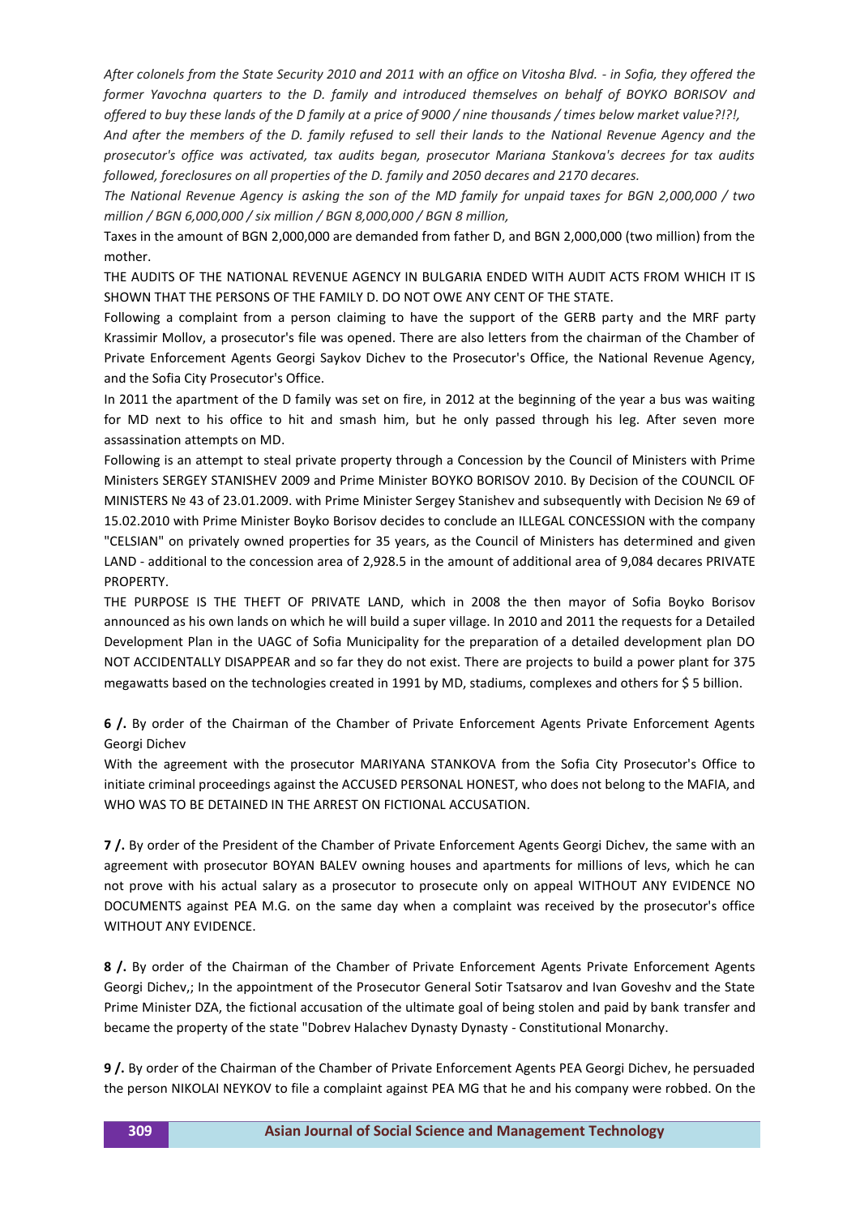*After colonels from the State Security 2010 and 2011 with an office on Vitosha Blvd. - in Sofia, they offered the former Yavochna quarters to the D. family and introduced themselves on behalf of BOYKO BORISOV and offered to buy these lands of the D family at a price of 9000 / nine thousands / times below market value?!?!,*

*And after the members of the D. family refused to sell their lands to the National Revenue Agency and the prosecutor's office was activated, tax audits began, prosecutor Mariana Stankova's decrees for tax audits followed, foreclosures on all properties of the D. family and 2050 decares and 2170 decares.*

*The National Revenue Agency is asking the son of the MD family for unpaid taxes for BGN 2,000,000 / two million / BGN 6,000,000 / six million / BGN 8,000,000 / BGN 8 million,*

Taxes in the amount of BGN 2,000,000 are demanded from father D, and BGN 2,000,000 (two million) from the mother.

THE AUDITS OF THE NATIONAL REVENUE AGENCY IN BULGARIA ENDED WITH AUDIT ACTS FROM WHICH IT IS SHOWN THAT THE PERSONS OF THE FAMILY D. DO NOT OWE ANY CENT OF THE STATE.

Following a complaint from a person claiming to have the support of the GERB party and the MRF party Krassimir Mollov, a prosecutor's file was opened. There are also letters from the chairman of the Chamber of Private Enforcement Agents Georgi Saykov Dichev to the Prosecutor's Office, the National Revenue Agency, and the Sofia City Prosecutor's Office.

In 2011 the apartment of the D family was set on fire, in 2012 at the beginning of the year a bus was waiting for MD next to his office to hit and smash him, but he only passed through his leg. After seven more assassination attempts on MD.

Following is an attempt to steal private property through a Concession by the Council of Ministers with Prime Ministers SERGEY STANISHEV 2009 and Prime Minister BOYKO BORISOV 2010. By Decision of the COUNCIL OF MINISTERS № 43 of 23.01.2009. with Prime Minister Sergey Stanishev and subsequently with Decision № 69 of 15.02.2010 with Prime Minister Boyko Borisov decides to conclude an ILLEGAL CONCESSION with the company "CELSIAN" on privately owned properties for 35 years, as the Council of Ministers has determined and given LAND - additional to the concession area of 2,928.5 in the amount of additional area of 9,084 decares PRIVATE PROPERTY.

THE PURPOSE IS THE THEFT OF PRIVATE LAND, which in 2008 the then mayor of Sofia Boyko Borisov announced as his own lands on which he will build a super village. In 2010 and 2011 the requests for a Detailed Development Plan in the UAGC of Sofia Municipality for the preparation of a detailed development plan DO NOT ACCIDENTALLY DISAPPEAR and so far they do not exist. There are projects to build a power plant for 375 megawatts based on the technologies created in 1991 by MD, stadiums, complexes and others for $ 5 billion.

**6 /.** By order of the Chairman of the Chamber of Private Enforcement Agents Private Enforcement Agents Georgi Dichev

With the agreement with the prosecutor MARIYANA STANKOVA from the Sofia City Prosecutor's Office to initiate criminal proceedings against the ACCUSED PERSONAL HONEST, who does not belong to the MAFIA, and WHO WAS TO BE DETAINED IN THE ARREST ON FICTIONAL ACCUSATION.

**7 /.** By order of the President of the Chamber of Private Enforcement Agents Georgi Dichev, the same with an agreement with prosecutor BOYAN BALEV owning houses and apartments for millions of levs, which he can not prove with his actual salary as a prosecutor to prosecute only on appeal WITHOUT ANY EVIDENCE NO DOCUMENTS against PEA M.G. on the same day when a complaint was received by the prosecutor's office WITHOUT ANY EVIDENCE.

**8 /.** By order of the Chairman of the Chamber of Private Enforcement Agents Private Enforcement Agents Georgi Dichev,; In the appointment of the Prosecutor General Sotir Tsatsarov and Ivan Goveshv and the State Prime Minister DZA, the fictional accusation of the ultimate goal of being stolen and paid by bank transfer and became the property of the state "Dobrev Halachev Dynasty Dynasty - Constitutional Monarchy.

**9 /.** By order of the Chairman of the Chamber of Private Enforcement Agents PEA Georgi Dichev, he persuaded the person NIKOLAI NEYKOV to file a complaint against PEA MG that he and his company were robbed. On the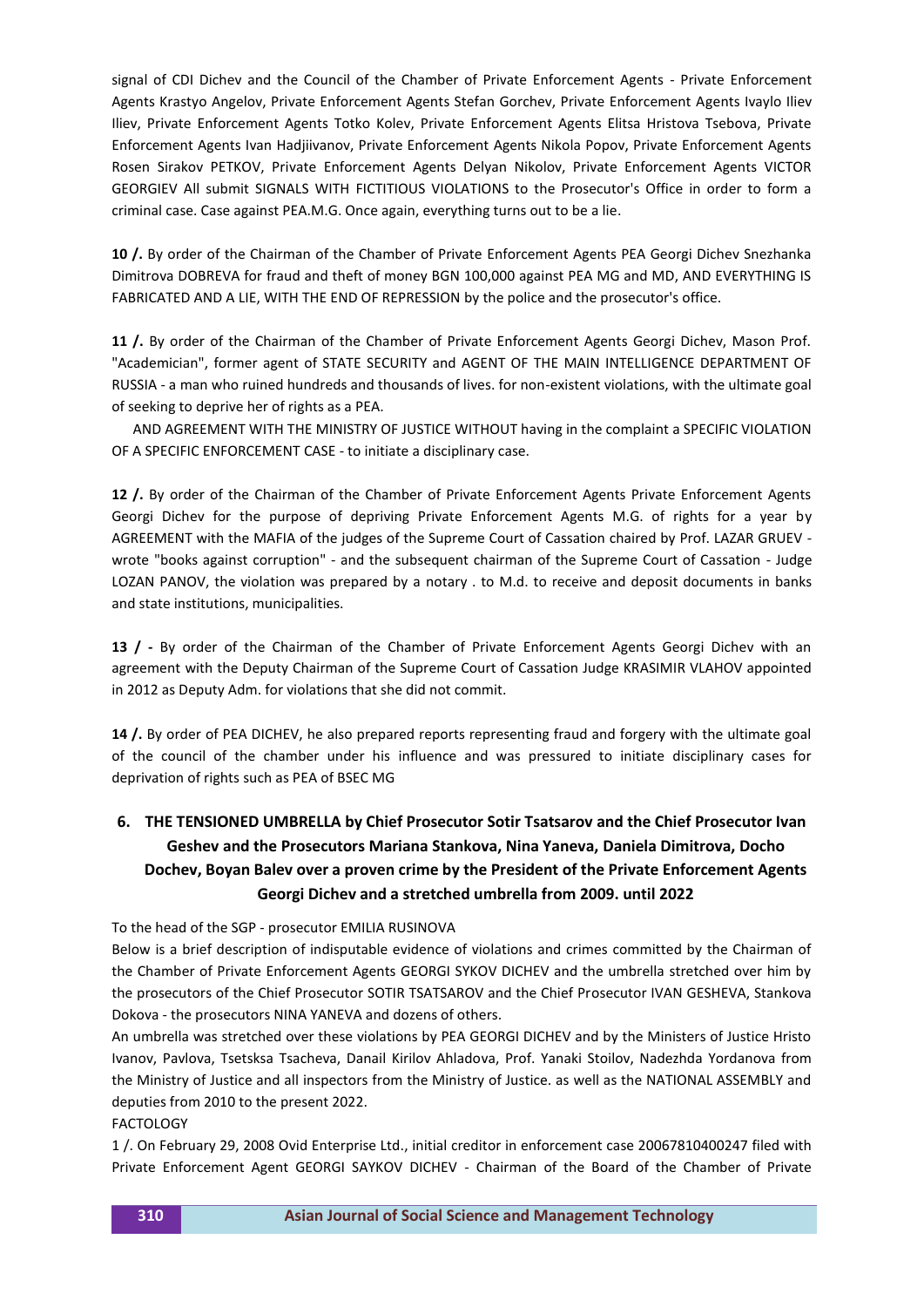signal of CDI Dichev and the Council of the Chamber of Private Enforcement Agents - Private Enforcement Agents Krastyo Angelov, Private Enforcement Agents Stefan Gorchev, Private Enforcement Agents Ivaylo Iliev Iliev, Private Enforcement Agents Totko Kolev, Private Enforcement Agents Elitsa Hristova Tsebova, Private Enforcement Agents Ivan Hadjiivanov, Private Enforcement Agents Nikola Popov, Private Enforcement Agents Rosen Sirakov PETKOV, Private Enforcement Agents Delyan Nikolov, Private Enforcement Agents VICTOR GEORGIEV All submit SIGNALS WITH FICTITIOUS VIOLATIONS to the Prosecutor's Office in order to form a criminal case. Case against PEA.M.G. Once again, everything turns out to be a lie.

**10 /.** By order of the Chairman of the Chamber of Private Enforcement Agents PEA Georgi Dichev Snezhanka Dimitrova DOBREVA for fraud and theft of money BGN 100,000 against PEA MG and MD, AND EVERYTHING IS FABRICATED AND A LIE, WITH THE END OF REPRESSION by the police and the prosecutor's office.

**11 /.** By order of the Chairman of the Chamber of Private Enforcement Agents Georgi Dichev, Mason Prof. "Academician", former agent of STATE SECURITY and AGENT OF THE MAIN INTELLIGENCE DEPARTMENT OF RUSSIA - a man who ruined hundreds and thousands of lives. for non-existent violations, with the ultimate goal of seeking to deprive her of rights as a PEA.

AND AGREEMENT WITH THE MINISTRY OF JUSTICE WITHOUT having in the complaint a SPECIFIC VIOLATION OF A SPECIFIC ENFORCEMENT CASE - to initiate a disciplinary case.

**12 /.** By order of the Chairman of the Chamber of Private Enforcement Agents Private Enforcement Agents Georgi Dichev for the purpose of depriving Private Enforcement Agents M.G. of rights for a year by AGREEMENT with the MAFIA of the judges of the Supreme Court of Cassation chaired by Prof. LAZAR GRUEV - wrote "books against corruption" - and the subsequent chairman of the Supreme Court of Cassation - Judge LOZAN PANOV, the violation was prepared by a notary . to M.d. to receive and deposit documents in banks and state institutions, municipalities.

**13 / -** By order of the Chairman of the Chamber of Private Enforcement Agents Georgi Dichev with an agreement with the Deputy Chairman of the Supreme Court of Cassation Judge KRASIMIR VLAHOV appointed in 2012 as Deputy Adm. for violations that she did not commit.

**14 /.** By order of PEA DICHEV, he also prepared reports representing fraud and forgery with the ultimate goal of the council of the chamber under his influence and was pressured to initiate disciplinary cases for deprivation of rights such as PEA of BSEC MG

## 6. THE TENSIONED UMBRELLA by Chief Prosecutor Sotir Tsatsarov and the Chief Prosecutor Ivan Geshev and the Prosecutors Mariana Stankova, Nina Yaneva, Daniela Dimitrova, Docho Dochev, Boyan Balev over a proven crime by the President of the Private Enforcement Agents Georgi Dichev and a stretched umbrella from 2009. until 2022

To the head of the SGP - prosecutor EMILIA RUSINOVA

Below is a brief description of indisputable evidence of violations and crimes committed by the Chairman of the Chamber of Private Enforcement Agents GEORGI SYKOV DICHEV and the umbrella stretched over him by the prosecutors of the Chief Prosecutor SOTIR TSATSAROV and the Chief Prosecutor IVAN GESHEVA, Stankova Dokova - the prosecutors NINA YANEVA and dozens of others.

An umbrella was stretched over these violations by PEA GEORGI DICHEV and by the Ministers of Justice Hristo Ivanov, Pavlova, Tsetsksa Tsacheva, Danail Kirilov Ahladova, Prof. Yanaki Stoilov, Nadezhda Yordanova from the Ministry of Justice and all inspectors from the Ministry of Justice. as well as the NATIONAL ASSEMBLY and deputies from 2010 to the present 2022.

FACTOLOGY

1 /. On February 29, 2008 Ovid Enterprise Ltd., initial creditor in enforcement case 20067810400247 filed with Private Enforcement Agent GEORGI SAYKOV DICHEV - Chairman of the Board of the Chamber of Private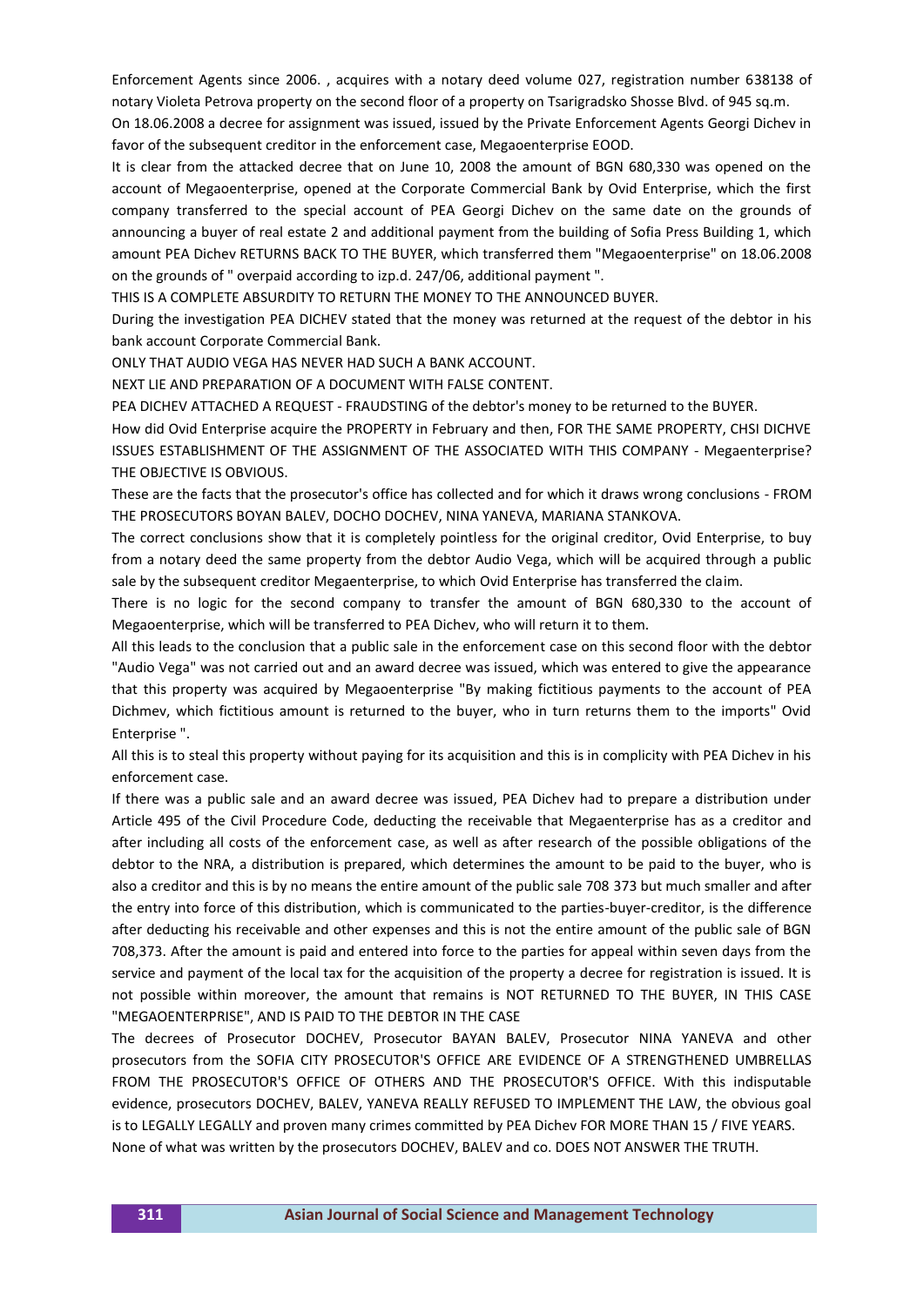Enforcement Agents since 2006. , acquires with a notary deed volume 027, registration number 638138 of notary Violeta Petrova property on the second floor of a property on Tsarigradsko Shosse Blvd. of 945 sq.m.

On 18.06.2008 a decree for assignment was issued, issued by the Private Enforcement Agents Georgi Dichev in favor of the subsequent creditor in the enforcement case, Megaoenterprise EOOD.

It is clear from the attacked decree that on June 10, 2008 the amount of BGN 680,330 was opened on the account of Megaoenterprise, opened at the Corporate Commercial Bank by Ovid Enterprise, which the first company transferred to the special account of PEA Georgi Dichev on the same date on the grounds of announcing a buyer of real estate 2 and additional payment from the building of Sofia Press Building 1, which amount PEA Dichev RETURNS BACK TO THE BUYER, which transferred them "Megaoenterprise" on 18.06.2008 on the grounds of " overpaid according to izp.d. 247/06, additional payment ".

THIS IS A COMPLETE ABSURDITY TO RETURN THE MONEY TO THE ANNOUNCED BUYER.

During the investigation PEA DICHEV stated that the money was returned at the request of the debtor in his bank account Corporate Commercial Bank.

ONLY THAT AUDIO VEGA HAS NEVER HAD SUCH A BANK ACCOUNT.

NEXT LIE AND PREPARATION OF A DOCUMENT WITH FALSE CONTENT.

PEA DICHEV ATTACHED A REQUEST - FRAUDSTING of the debtor's money to be returned to the BUYER.

How did Ovid Enterprise acquire the PROPERTY in February and then, FOR THE SAME PROPERTY, CHSI DICHVE ISSUES ESTABLISHMENT OF THE ASSIGNMENT OF THE ASSOCIATED WITH THIS COMPANY - Megaenterprise? THE OBJECTIVE IS OBVIOUS.

These are the facts that the prosecutor's office has collected and for which it draws wrong conclusions - FROM THE PROSECUTORS BOYAN BALEV, DOCHO DOCHEV, NINA YANEVA, MARIANA STANKOVA.

The correct conclusions show that it is completely pointless for the original creditor, Ovid Enterprise, to buy from a notary deed the same property from the debtor Audio Vega, which will be acquired through a public sale by the subsequent creditor Megaenterprise, to which Ovid Enterprise has transferred the claim.

There is no logic for the second company to transfer the amount of BGN 680,330 to the account of Megaoenterprise, which will be transferred to PEA Dichev, who will return it to them.

All this leads to the conclusion that a public sale in the enforcement case on this second floor with the debtor "Audio Vega" was not carried out and an award decree was issued, which was entered to give the appearance that this property was acquired by Megaoenterprise "By making fictitious payments to the account of PEA Dichmev, which fictitious amount is returned to the buyer, who in turn returns them to the imports" Ovid Enterprise ".

All this is to steal this property without paying for its acquisition and this is in complicity with PEA Dichev in his enforcement case.

If there was a public sale and an award decree was issued, PEA Dichev had to prepare a distribution under Article 495 of the Civil Procedure Code, deducting the receivable that Megaenterprise has as a creditor and after including all costs of the enforcement case, as well as after research of the possible obligations of the debtor to the NRA, a distribution is prepared, which determines the amount to be paid to the buyer, who is also a creditor and this is by no means the entire amount of the public sale 708 373 but much smaller and after the entry into force of this distribution, which is communicated to the parties-buyer-creditor, is the difference after deducting his receivable and other expenses and this is not the entire amount of the public sale of BGN 708,373. After the amount is paid and entered into force to the parties for appeal within seven days from the service and payment of the local tax for the acquisition of the property a decree for registration is issued. It is not possible within moreover, the amount that remains is NOT RETURNED TO THE BUYER, IN THIS CASE "MEGAOENTERPRISE", AND IS PAID TO THE DEBTOR IN THE CASE

The decrees of Prosecutor DOCHEV, Prosecutor BAYAN BALEV, Prosecutor NINA YANEVA and other prosecutors from the SOFIA CITY PROSECUTOR'S OFFICE ARE EVIDENCE OF A STRENGTHENED UMBRELLAS FROM THE PROSECUTOR'S OFFICE OF OTHERS AND THE PROSECUTOR'S OFFICE. With this indisputable evidence, prosecutors DOCHEV, BALEV, YANEVA REALLY REFUSED TO IMPLEMENT THE LAW, the obvious goal is to LEGALLY LEGALLY and proven many crimes committed by PEA Dichev FOR MORE THAN 15 / FIVE YEARS.

None of what was written by the prosecutors DOCHEV, BALEV and co. DOES NOT ANSWER THE TRUTH.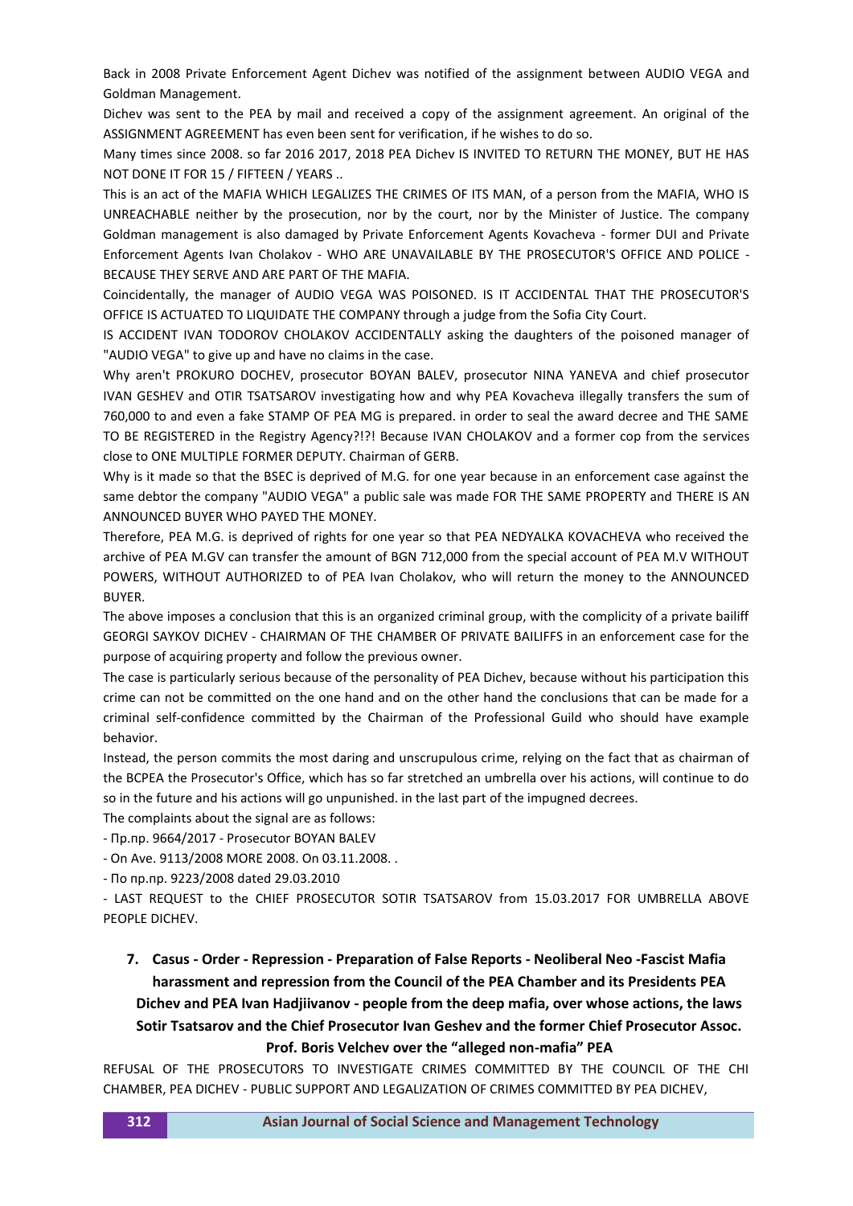Back in 2008 Private Enforcement Agent Dichev was notified of the assignment between AUDIO VEGA and Goldman Management.

Dichev was sent to the PEA by mail and received a copy of the assignment agreement. An original of the ASSIGNMENT AGREEMENT has even been sent for verification, if he wishes to do so.

Many times since 2008. so far 2016 2017, 2018 PEA Dichev IS INVITED TO RETURN THE MONEY, BUT HE HAS NOT DONE IT FOR 15 / FIFTEEN / YEARS ..

This is an act of the MAFIA WHICH LEGALIZES THE CRIMES OF ITS MAN, of a person from the MAFIA, WHO IS UNREACHABLE neither by the prosecution, nor by the court, nor by the Minister of Justice. The company Goldman management is also damaged by Private Enforcement Agents Kovacheva - former DUI and Private Enforcement Agents Ivan Cholakov - WHO ARE UNAVAILABLE BY THE PROSECUTOR'S OFFICE AND POLICE - BECAUSE THEY SERVE AND ARE PART OF THE MAFIA.

Coincidentally, the manager of AUDIO VEGA WAS POISONED. IS IT ACCIDENTAL THAT THE PROSECUTOR'S OFFICE IS ACTUATED TO LIQUIDATE THE COMPANY through a judge from the Sofia City Court.

IS ACCIDENT IVAN TODOROV CHOLAKOV ACCIDENTALLY asking the daughters of the poisoned manager of "AUDIO VEGA" to give up and have no claims in the case.

Why aren't PROKURO DOCHEV, prosecutor BOYAN BALEV, prosecutor NINA YANEVA and chief prosecutor IVAN GESHEV and OTIR TSATSAROV investigating how and why PEA Kovacheva illegally transfers the sum of 760,000 to and even a fake STAMP OF PEA MG is prepared. in order to seal the award decree and THE SAME TO BE REGISTERED in the Registry Agency?!?! Because IVAN CHOLAKOV and a former cop from the services close to ONE MULTIPLE FORMER DEPUTY. Chairman of GERB.

Why is it made so that the BSEC is deprived of M.G. for one year because in an enforcement case against the same debtor the company "AUDIO VEGA" a public sale was made FOR THE SAME PROPERTY and THERE IS AN ANNOUNCED BUYER WHO PAYED THE MONEY.

Therefore, PEA M.G. is deprived of rights for one year so that PEA NEDYALKA KOVACHEVA who received the archive of PEA M.GV can transfer the amount of BGN 712,000 from the special account of PEA M.V WITHOUT POWERS, WITHOUT AUTHORIZED to of PEA Ivan Cholakov, who will return the money to the ANNOUNCED BUYER.

The above imposes a conclusion that this is an organized criminal group, with the complicity of a private bailiff GEORGI SAYKOV DICHEV - CHAIRMAN OF THE CHAMBER OF PRIVATE BAILIFFS in an enforcement case for the purpose of acquiring property and follow the previous owner.

The case is particularly serious because of the personality of PEA Dichev, because without his participation this crime can not be committed on the one hand and on the other hand the conclusions that can be made for a criminal self-confidence committed by the Chairman of the Professional Guild who should have example behavior.

Instead, the person commits the most daring and unscrupulous crime, relying on the fact that as chairman of the BCPEA the Prosecutor's Office, which has so far stretched an umbrella over his actions, will continue to do so in the future and his actions will go unpunished. in the last part of the impugned decrees.

The complaints about the signal are as follows:

- Пр.пр. 9664/2017 - Prosecutor BOYAN BALEV
- On Ave. 9113/2008 MORE 2008. On 03.11.2008. .
- По пр.пр. 9223/2008 dated 29.03.2010
- LAST REQUEST to the CHIEF PROSECUTOR SOTIR TSATSAROV from 15.03.2017 FOR UMBRELLA ABOVE PEOPLE DICHEV.

## 7. Casus - Order - Repression - Preparation of False Reports - Neoliberal Neo -Fascist Mafia harassment and repression from the Council of the PEA Chamber and its Presidents PEA Dichev and PEA Ivan Hadjiivanov - people from the deep mafia, over whose actions, the laws Sotir Tsatsarov and the Chief Prosecutor Ivan Geshev and the former Chief Prosecutor Assoc. Prof. Boris Velchev over the "alleged non-mafia" PEA

REFUSAL OF THE PROSECUTORS TO INVESTIGATE CRIMES COMMITTED BY THE COUNCIL OF THE CHI CHAMBER, PEA DICHEV - PUBLIC SUPPORT AND LEGALIZATION OF CRIMES COMMITTED BY PEA DICHEV,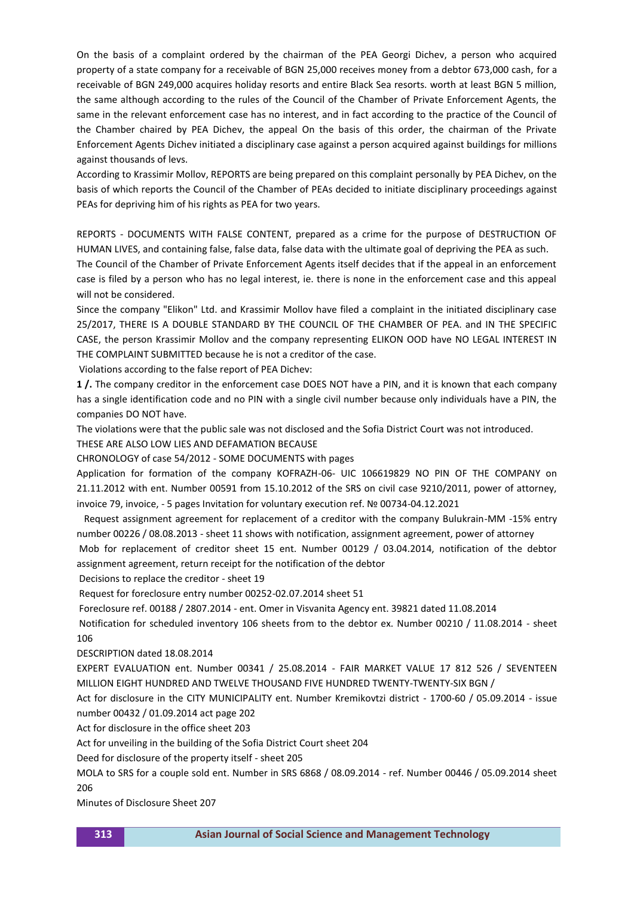On the basis of a complaint ordered by the chairman of the PEA Georgi Dichev, a person who acquired property of a state company for a receivable of BGN 25,000 receives money from a debtor 673,000 cash, for a receivable of BGN 249,000 acquires holiday resorts and entire Black Sea resorts. worth at least BGN 5 million, the same although according to the rules of the Council of the Chamber of Private Enforcement Agents, the same in the relevant enforcement case has no interest, and in fact according to the practice of the Council of the Chamber chaired by PEA Dichev, the appeal On the basis of this order, the chairman of the Private Enforcement Agents Dichev initiated a disciplinary case against a person acquired against buildings for millions against thousands of levs.

According to Krassimir Mollov, REPORTS are being prepared on this complaint personally by PEA Dichev, on the basis of which reports the Council of the Chamber of PEAs decided to initiate disciplinary proceedings against PEAs for depriving him of his rights as PEA for two years.

REPORTS - DOCUMENTS WITH FALSE CONTENT, prepared as a crime for the purpose of DESTRUCTION OF HUMAN LIVES, and containing false, false data, false data with the ultimate goal of depriving the PEA as such.

The Council of the Chamber of Private Enforcement Agents itself decides that if the appeal in an enforcement case is filed by a person who has no legal interest, ie. there is none in the enforcement case and this appeal will not be considered.

Since the company "Elikon" Ltd. and Krassimir Mollov have filed a complaint in the initiated disciplinary case 25/2017, THERE IS A DOUBLE STANDARD BY THE COUNCIL OF THE CHAMBER OF PEA. and IN THE SPECIFIC CASE, the person Krassimir Mollov and the company representing ELIKON OOD have NO LEGAL INTEREST IN THE COMPLAINT SUBMITTED because he is not a creditor of the case.

Violations according to the false report of PEA Dichev:

**1 /.** The company creditor in the enforcement case DOES NOT have a PIN, and it is known that each company has a single identification code and no PIN with a single civil number because only individuals have a PIN, the companies DO NOT have.

The violations were that the public sale was not disclosed and the Sofia District Court was not introduced.

THESE ARE ALSO LOW LIES AND DEFAMATION BECAUSE

CHRONOLOGY of case 54/2012 - SOME DOCUMENTS with pages

Application for formation of the company KOFRAZH-06- UIC 106619829 NO PIN OF THE COMPANY on 21.11.2012 with ent. Number 00591 from 15.10.2012 of the SRS on civil case 9210/2011, power of attorney, invoice 79, invoice, - 5 pages Invitation for voluntary execution ref. № 00734-04.12.2021

Request assignment agreement for replacement of a creditor with the company Bulukrain-MM -15% entry number 00226 / 08.08.2013 - sheet 11 shows with notification, assignment agreement, power of attorney

Mob for replacement of creditor sheet 15 ent. Number 00129 / 03.04.2014, notification of the debtor assignment agreement, return receipt for the notification of the debtor

Decisions to replace the creditor - sheet 19

Request for foreclosure entry number 00252-02.07.2014 sheet 51

Foreclosure ref. 00188 / 2807.2014 - ent. Omer in Visvanita Agency ent. 39821 dated 11.08.2014

Notification for scheduled inventory 106 sheets from to the debtor ex. Number 00210 / 11.08.2014 - sheet 106

DESCRIPTION dated 18.08.2014

EXPERT EVALUATION ent. Number 00341 / 25.08.2014 - FAIR MARKET VALUE 17 812 526 / SEVENTEEN MILLION EIGHT HUNDRED AND TWELVE THOUSAND FIVE HUNDRED TWENTY-TWENTY-SIX BGN /

Act for disclosure in the CITY MUNICIPALITY ent. Number Kremikovtzi district - 1700-60 / 05.09.2014 - issue number 00432 / 01.09.2014 act page 202

Act for disclosure in the office sheet 203

Act for unveiling in the building of the Sofia District Court sheet 204

Deed for disclosure of the property itself - sheet 205

MOLA to SRS for a couple sold ent. Number in SRS 6868 / 08.09.2014 - ref. Number 00446 / 05.09.2014 sheet 206

Minutes of Disclosure Sheet 207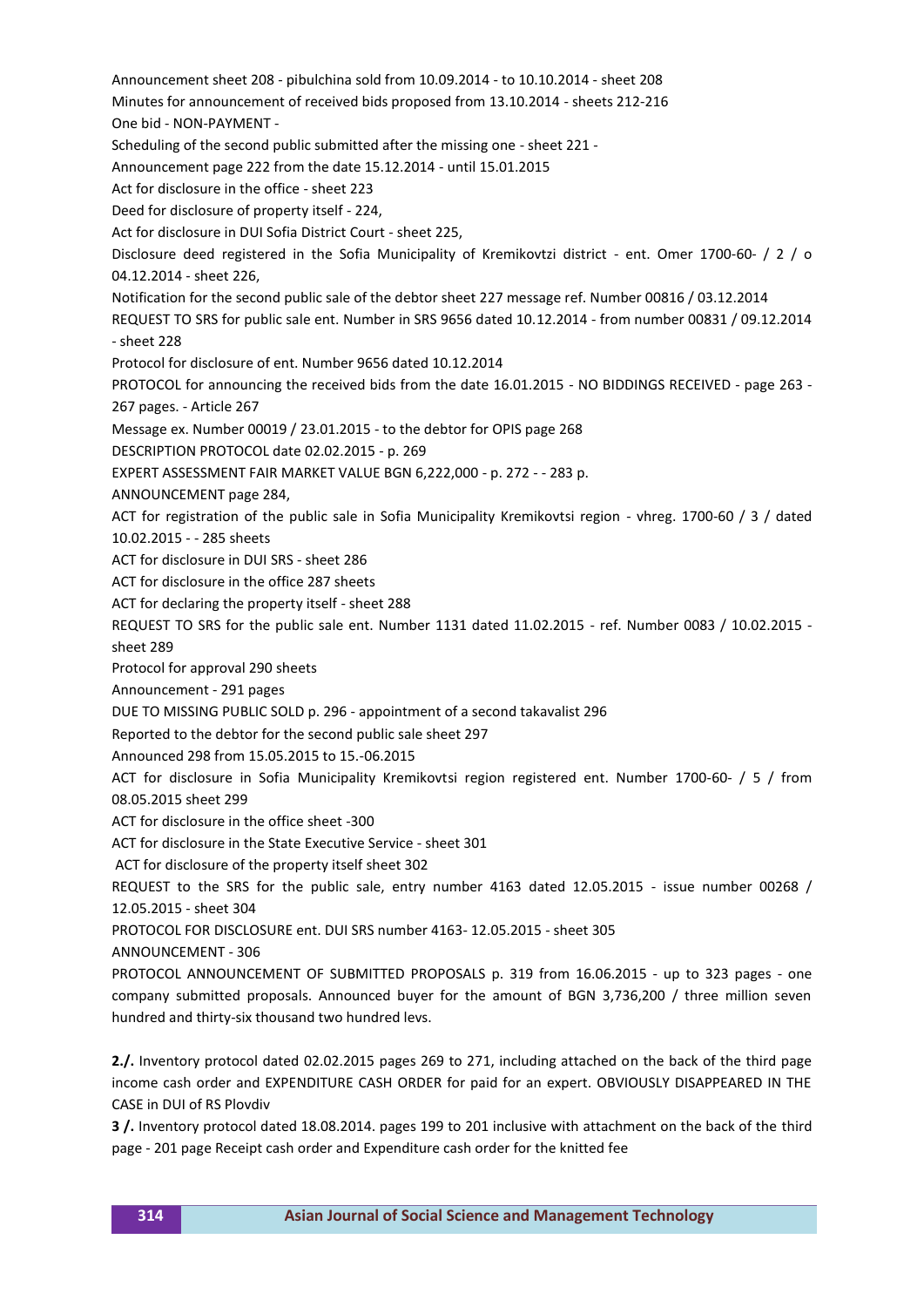Announcement sheet 208 - pibulchina sold from 10.09.2014 - to 10.10.2014 - sheet 208

Minutes for announcement of received bids proposed from 13.10.2014 - sheets 212-216

One bid - NON-PAYMENT -

Scheduling of the second public submitted after the missing one - sheet 221 -

Announcement page 222 from the date 15.12.2014 - until 15.01.2015

Act for disclosure in the office - sheet 223

Deed for disclosure of property itself - 224,

Act for disclosure in DUI Sofia District Court - sheet 225,

Disclosure deed registered in the Sofia Municipality of Kremikovtzi district - ent. Omer 1700-60- / 2 / o 04.12.2014 - sheet 226,

Notification for the second public sale of the debtor sheet 227 message ref. Number 00816 / 03.12.2014

REQUEST TO SRS for public sale ent. Number in SRS 9656 dated 10.12.2014 - from number 00831 / 09.12.2014 - sheet 228

Protocol for disclosure of ent. Number 9656 dated 10.12.2014

PROTOCOL for announcing the received bids from the date 16.01.2015 - NO BIDDINGS RECEIVED - page 263 - 267 pages. - Article 267

Message ex. Number 00019 / 23.01.2015 - to the debtor for OPIS page 268

DESCRIPTION PROTOCOL date 02.02.2015 - p. 269

EXPERT ASSESSMENT FAIR MARKET VALUE BGN 6,222,000 - p. 272 - - 283 p.

ANNOUNCEMENT page 284,

ACT for registration of the public sale in Sofia Municipality Kremikovtsi region - vhreg. 1700-60 / 3 / dated 10.02.2015 - - 285 sheets

ACT for disclosure in DUI SRS - sheet 286

ACT for disclosure in the office 287 sheets

ACT for declaring the property itself - sheet 288

REQUEST TO SRS for the public sale ent. Number 1131 dated 11.02.2015 - ref. Number 0083 / 10.02.2015 - sheet 289

Protocol for approval 290 sheets

Announcement - 291 pages

DUE TO MISSING PUBLIC SOLD p. 296 - appointment of a second takavalist 296

Reported to the debtor for the second public sale sheet 297

Announced 298 from 15.05.2015 to 15.-06.2015

ACT for disclosure in Sofia Municipality Kremikovtsi region registered ent. Number 1700-60- / 5 / from 08.05.2015 sheet 299

ACT for disclosure in the office sheet -300

ACT for disclosure in the State Executive Service - sheet 301

ACT for disclosure of the property itself sheet 302

REQUEST to the SRS for the public sale, entry number 4163 dated 12.05.2015 - issue number 00268 / 12.05.2015 - sheet 304

PROTOCOL FOR DISCLOSURE ent. DUI SRS number 4163- 12.05.2015 - sheet 305

ANNOUNCEMENT - 306

PROTOCOL ANNOUNCEMENT OF SUBMITTED PROPOSALS p. 319 from 16.06.2015 - up to 323 pages - one company submitted proposals. Announced buyer for the amount of BGN 3,736,200 / three million seven hundred and thirty-six thousand two hundred levs.

**2./.** Inventory protocol dated 02.02.2015 pages 269 to 271, including attached on the back of the third page income cash order and EXPENDITURE CASH ORDER for paid for an expert. OBVIOUSLY DISAPPEARED IN THE CASE in DUI of RS Plovdiv

**3 /.** Inventory protocol dated 18.08.2014. pages 199 to 201 inclusive with attachment on the back of the third page - 201 page Receipt cash order and Expenditure cash order for the knitted fee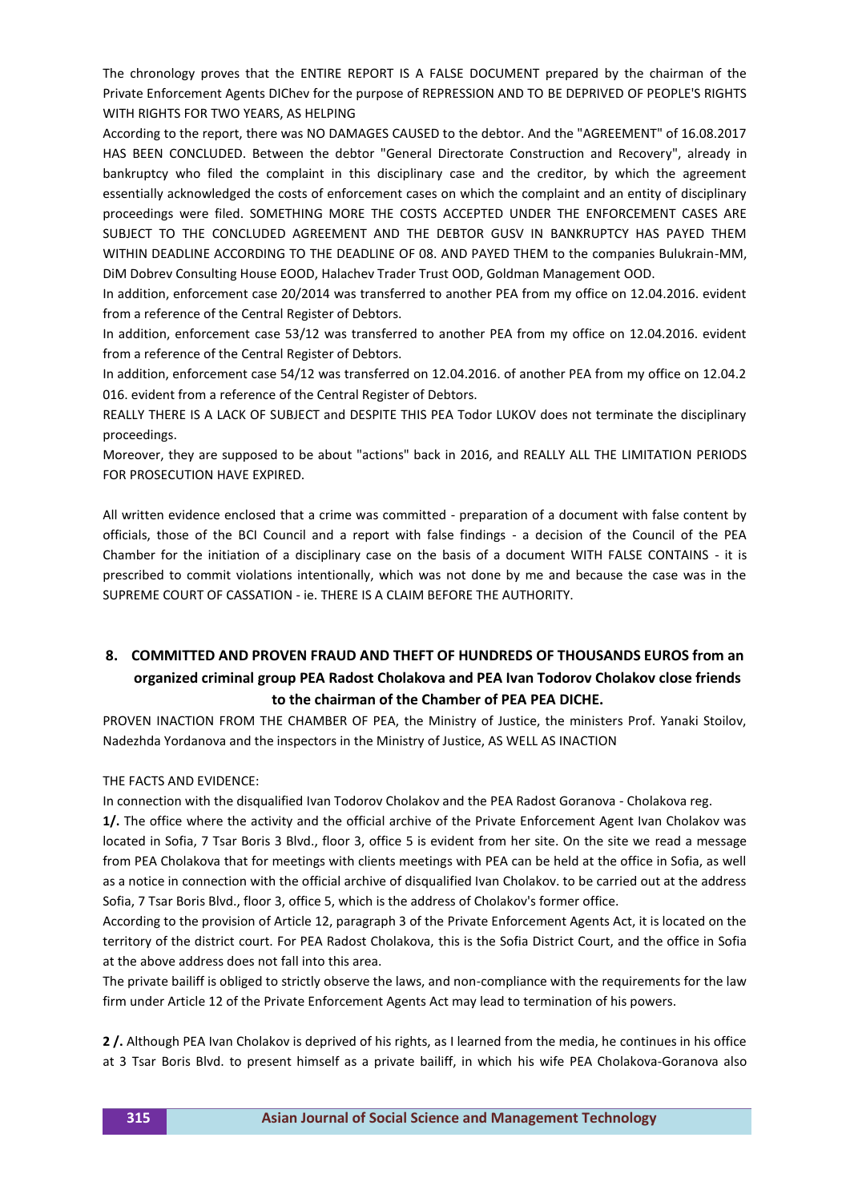The chronology proves that the ENTIRE REPORT IS A FALSE DOCUMENT prepared by the chairman of the Private Enforcement Agents DIChev for the purpose of REPRESSION AND TO BE DEPRIVED OF PEOPLE'S RIGHTS WITH RIGHTS FOR TWO YEARS, AS HELPING

According to the report, there was NO DAMAGES CAUSED to the debtor. And the "AGREEMENT" of 16.08.2017 HAS BEEN CONCLUDED. Between the debtor "General Directorate Construction and Recovery", already in bankruptcy who filed the complaint in this disciplinary case and the creditor, by which the agreement essentially acknowledged the costs of enforcement cases on which the complaint and an entity of disciplinary proceedings were filed. SOMETHING MORE THE COSTS ACCEPTED UNDER THE ENFORCEMENT CASES ARE SUBJECT TO THE CONCLUDED AGREEMENT AND THE DEBTOR GUSV IN BANKRUPTCY HAS PAYED THEM WITHIN DEADLINE ACCORDING TO THE DEADLINE OF 08. AND PAYED THEM to the companies Bulukrain-MM, DiM Dobrev Consulting House EOOD, Halachev Trader Trust OOD, Goldman Management OOD.

In addition, enforcement case 20/2014 was transferred to another PEA from my office on 12.04.2016. evident from a reference of the Central Register of Debtors.

In addition, enforcement case 53/12 was transferred to another PEA from my office on 12.04.2016. evident from a reference of the Central Register of Debtors.

In addition, enforcement case 54/12 was transferred on 12.04.2016. of another PEA from my office on 12.04.2 016. evident from a reference of the Central Register of Debtors.

REALLY THERE IS A LACK OF SUBJECT and DESPITE THIS PEA Todor LUKOV does not terminate the disciplinary proceedings.

Moreover, they are supposed to be about "actions" back in 2016, and REALLY ALL THE LIMITATION PERIODS FOR PROSECUTION HAVE EXPIRED.

All written evidence enclosed that a crime was committed - preparation of a document with false content by officials, those of the BCI Council and a report with false findings - a decision of the Council of the PEA Chamber for the initiation of a disciplinary case on the basis of a document WITH FALSE CONTAINS - it is prescribed to commit violations intentionally, which was not done by me and because the case was in the SUPREME COURT OF CASSATION - ie. THERE IS A CLAIM BEFORE THE AUTHORITY.

## 8. COMMITTED AND PROVEN FRAUD AND THEFT OF HUNDREDS OF THOUSANDS EUROS from an organized criminal group PEA Radost Cholakova and PEA Ivan Todorov Cholakov close friends to the chairman of the Chamber of PEA PEA DICHE.

PROVEN INACTION FROM THE CHAMBER OF PEA, the Ministry of Justice, the ministers Prof. Yanaki Stoilov, Nadezhda Yordanova and the inspectors in the Ministry of Justice, AS WELL AS INACTION

THE FACTS AND EVIDENCE:

In connection with the disqualified Ivan Todorov Cholakov and the PEA Radost Goranova - Cholakova reg.

**1/.** The office where the activity and the official archive of the Private Enforcement Agent Ivan Cholakov was located in Sofia, 7 Tsar Boris 3 Blvd., floor 3, office 5 is evident from her site. On the site we read a message from PEA Cholakova that for meetings with clients meetings with PEA can be held at the office in Sofia, as well as a notice in connection with the official archive of disqualified Ivan Cholakov. to be carried out at the address Sofia, 7 Tsar Boris Blvd., floor 3, office 5, which is the address of Cholakov's former office.

According to the provision of Article 12, paragraph 3 of the Private Enforcement Agents Act, it is located on the territory of the district court. For PEA Radost Cholakova, this is the Sofia District Court, and the office in Sofia at the above address does not fall into this area.

The private bailiff is obliged to strictly observe the laws, and non-compliance with the requirements for the law firm under Article 12 of the Private Enforcement Agents Act may lead to termination of his powers.

**2 /.** Although PEA Ivan Cholakov is deprived of his rights, as I learned from the media, he continues in his office at 3 Tsar Boris Blvd. to present himself as a private bailiff, in which his wife PEA Cholakova-Goranova also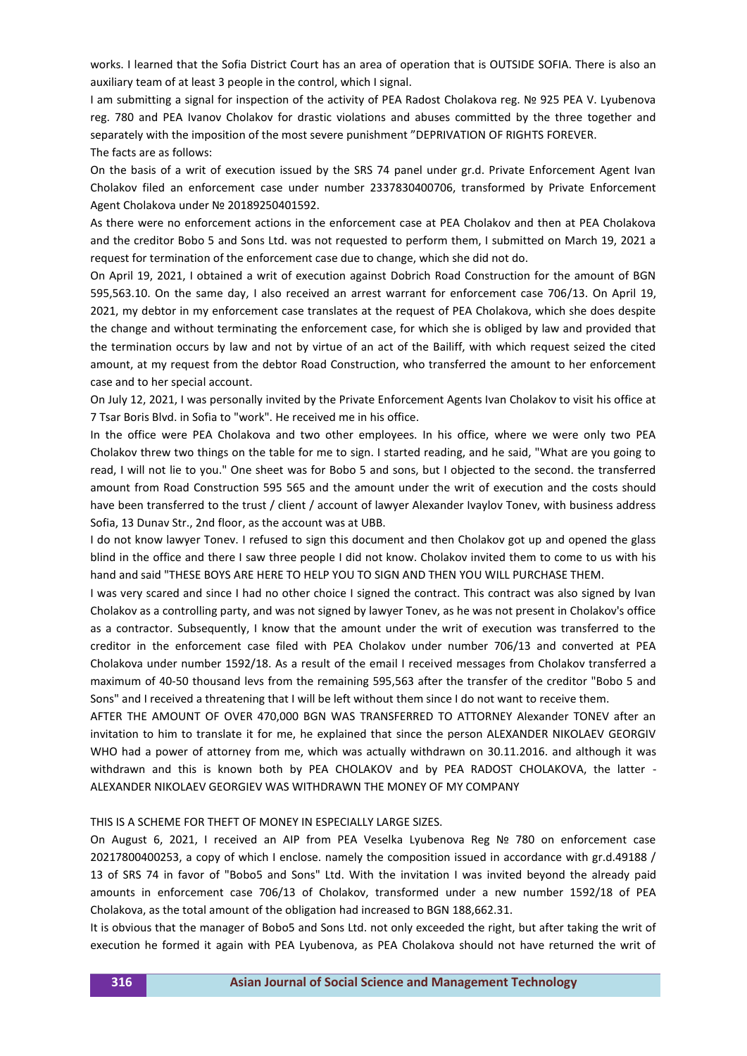works. I learned that the Sofia District Court has an area of operation that is OUTSIDE SOFIA. There is also an auxiliary team of at least 3 people in the control, which I signal.

I am submitting a signal for inspection of the activity of PEA Radost Cholakova reg. № 925 PEA V. Lyubenova reg. 780 and PEA Ivanov Cholakov for drastic violations and abuses committed by the three together and separately with the imposition of the most severe punishment "DEPRIVATION OF RIGHTS FOREVER.

The facts are as follows:

On the basis of a writ of execution issued by the SRS 74 panel under gr.d. Private Enforcement Agent Ivan Cholakov filed an enforcement case under number 2337830400706, transformed by Private Enforcement Agent Cholakova under № 20189250401592.

As there were no enforcement actions in the enforcement case at PEA Cholakov and then at PEA Cholakova and the creditor Bobo 5 and Sons Ltd. was not requested to perform them, I submitted on March 19, 2021 a request for termination of the enforcement case due to change, which she did not do.

On April 19, 2021, I obtained a writ of execution against Dobrich Road Construction for the amount of BGN 595,563.10. On the same day, I also received an arrest warrant for enforcement case 706/13. On April 19, 2021, my debtor in my enforcement case translates at the request of PEA Cholakova, which she does despite the change and without terminating the enforcement case, for which she is obliged by law and provided that the termination occurs by law and not by virtue of an act of the Bailiff, with which request seized the cited amount, at my request from the debtor Road Construction, who transferred the amount to her enforcement case and to her special account.

On July 12, 2021, I was personally invited by the Private Enforcement Agents Ivan Cholakov to visit his office at 7 Tsar Boris Blvd. in Sofia to "work". He received me in his office.

In the office were PEA Cholakova and two other employees. In his office, where we were only two PEA Cholakov threw two things on the table for me to sign. I started reading, and he said, "What are you going to read, I will not lie to you." One sheet was for Bobo 5 and sons, but I objected to the second. the transferred amount from Road Construction 595 565 and the amount under the writ of execution and the costs should have been transferred to the trust / client / account of lawyer Alexander Ivaylov Tonev, with business address Sofia, 13 Dunav Str., 2nd floor, as the account was at UBB.

I do not know lawyer Tonev. I refused to sign this document and then Cholakov got up and opened the glass blind in the office and there I saw three people I did not know. Cholakov invited them to come to us with his hand and said "THESE BOYS ARE HERE TO HELP YOU TO SIGN AND THEN YOU WILL PURCHASE THEM.

I was very scared and since I had no other choice I signed the contract. This contract was also signed by Ivan Cholakov as a controlling party, and was not signed by lawyer Tonev, as he was not present in Cholakov's office as a contractor. Subsequently, I know that the amount under the writ of execution was transferred to the creditor in the enforcement case filed with PEA Cholakov under number 706/13 and converted at PEA Cholakova under number 1592/18. As a result of the email I received messages from Cholakov transferred a maximum of 40-50 thousand levs from the remaining 595,563 after the transfer of the creditor "Bobo 5 and Sons" and I received a threatening that I will be left without them since I do not want to receive them.

AFTER THE AMOUNT OF OVER 470,000 BGN WAS TRANSFERRED TO ATTORNEY Alexander TONEV after an invitation to him to translate it for me, he explained that since the person ALEXANDER NIKOLAEV GEORGIV WHO had a power of attorney from me, which was actually withdrawn on 30.11.2016. and although it was withdrawn and this is known both by PEA CHOLAKOV and by PEA RADOST CHOLAKOVA, the latter - ALEXANDER NIKOLAEV GEORGIEV WAS WITHDRAWN THE MONEY OF MY COMPANY

THIS IS A SCHEME FOR THEFT OF MONEY IN ESPECIALLY LARGE SIZES.

On August 6, 2021, I received an AIP from PEA Veselka Lyubenova Reg № 780 on enforcement case 20217800400253, a copy of which I enclose. namely the composition issued in accordance with gr.d.49188 / 13 of SRS 74 in favor of "Bobo5 and Sons" Ltd. With the invitation I was invited beyond the already paid amounts in enforcement case 706/13 of Cholakov, transformed under a new number 1592/18 of PEA Cholakova, as the total amount of the obligation had increased to BGN 188,662.31.

It is obvious that the manager of Bobo5 and Sons Ltd. not only exceeded the right, but after taking the writ of execution he formed it again with PEA Lyubenova, as PEA Cholakova should not have returned the writ of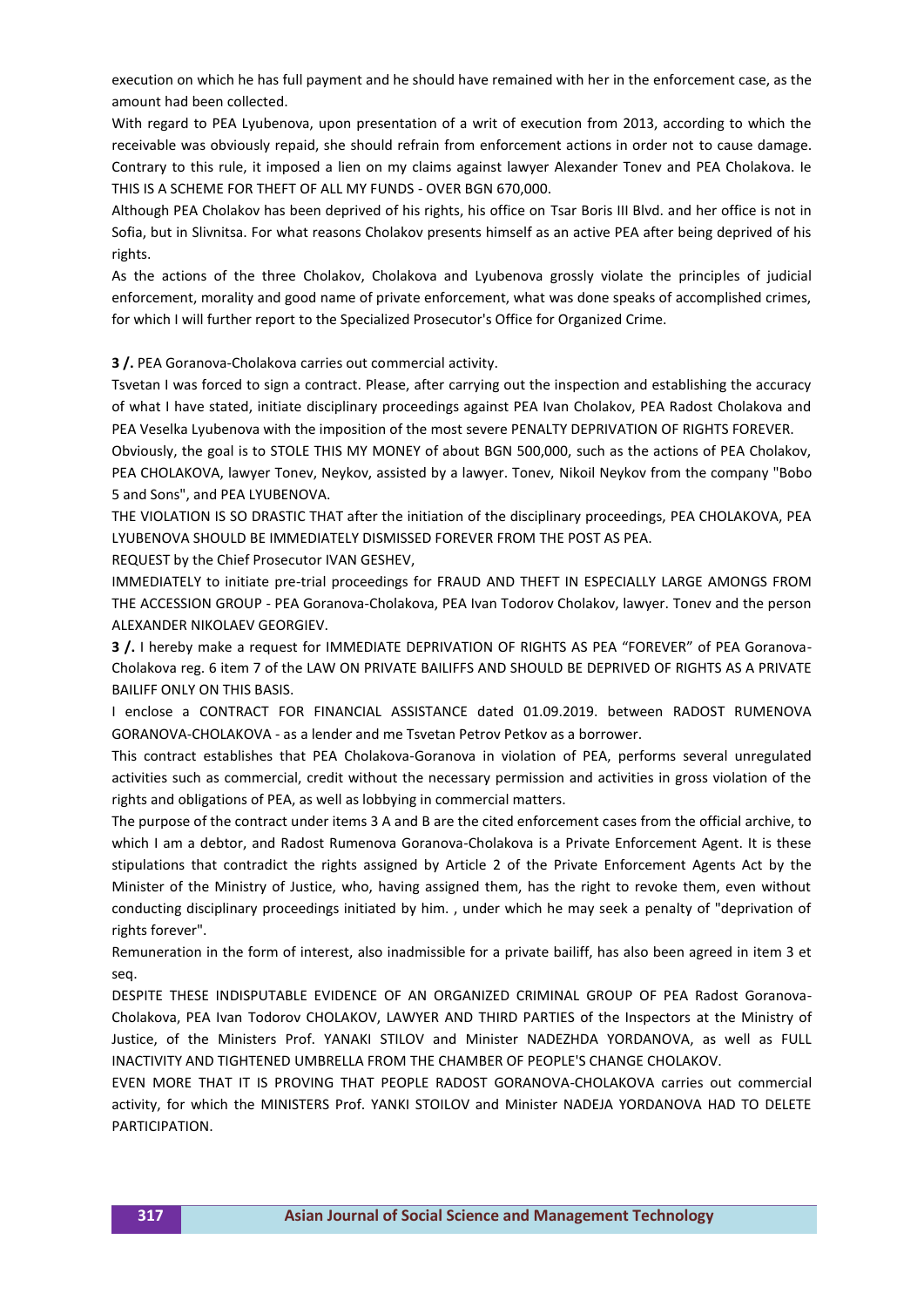execution on which he has full payment and he should have remained with her in the enforcement case, as the amount had been collected.

With regard to PEA Lyubenova, upon presentation of a writ of execution from 2013, according to which the receivable was obviously repaid, she should refrain from enforcement actions in order not to cause damage. Contrary to this rule, it imposed a lien on my claims against lawyer Alexander Tonev and PEA Cholakova. Ie THIS IS A SCHEME FOR THEFT OF ALL MY FUNDS - OVER BGN 670,000.

Although PEA Cholakov has been deprived of his rights, his office on Tsar Boris III Blvd. and her office is not in Sofia, but in Slivnitsa. For what reasons Cholakov presents himself as an active PEA after being deprived of his rights.

As the actions of the three Cholakov, Cholakova and Lyubenova grossly violate the principles of judicial enforcement, morality and good name of private enforcement, what was done speaks of accomplished crimes, for which I will further report to the Specialized Prosecutor's Office for Organized Crime.

**3 /.** PEA Goranova-Cholakova carries out commercial activity.

Tsvetan I was forced to sign a contract. Please, after carrying out the inspection and establishing the accuracy of what I have stated, initiate disciplinary proceedings against PEA Ivan Cholakov, PEA Radost Cholakova and PEA Veselka Lyubenova with the imposition of the most severe PENALTY DEPRIVATION OF RIGHTS FOREVER.

Obviously, the goal is to STOLE THIS MY MONEY of about BGN 500,000, such as the actions of PEA Cholakov, PEA CHOLAKOVA, lawyer Tonev, Neykov, assisted by a lawyer. Tonev, Nikoil Neykov from the company "Bobo 5 and Sons", and PEA LYUBENOVA.

THE VIOLATION IS SO DRASTIC THAT after the initiation of the disciplinary proceedings, PEA CHOLAKOVA, PEA LYUBENOVA SHOULD BE IMMEDIATELY DISMISSED FOREVER FROM THE POST AS PEA.

REQUEST by the Chief Prosecutor IVAN GESHEV,

IMMEDIATELY to initiate pre-trial proceedings for FRAUD AND THEFT IN ESPECIALLY LARGE AMONGS FROM THE ACCESSION GROUP - PEA Goranova-Cholakova, PEA Ivan Todorov Cholakov, lawyer. Tonev and the person ALEXANDER NIKOLAEV GEORGIEV.

**3 /.** I hereby make a request for IMMEDIATE DEPRIVATION OF RIGHTS AS PEA "FOREVER" of PEA Goranova-Cholakova reg. 6 item 7 of the LAW ON PRIVATE BAILIFFS AND SHOULD BE DEPRIVED OF RIGHTS AS A PRIVATE BAILIFF ONLY ON THIS BASIS.

I enclose a CONTRACT FOR FINANCIAL ASSISTANCE dated 01.09.2019. between RADOST RUMENOVA GORANOVA-CHOLAKOVA - as a lender and me Tsvetan Petrov Petkov as a borrower.

This contract establishes that PEA Cholakova-Goranova in violation of PEA, performs several unregulated activities such as commercial, credit without the necessary permission and activities in gross violation of the rights and obligations of PEA, as well as lobbying in commercial matters.

The purpose of the contract under items 3 A and B are the cited enforcement cases from the official archive, to which I am a debtor, and Radost Rumenova Goranova-Cholakova is a Private Enforcement Agent. It is these stipulations that contradict the rights assigned by Article 2 of the Private Enforcement Agents Act by the Minister of the Ministry of Justice, who, having assigned them, has the right to revoke them, even without conducting disciplinary proceedings initiated by him. , under which he may seek a penalty of "deprivation of rights forever".

Remuneration in the form of interest, also inadmissible for a private bailiff, has also been agreed in item 3 et seq.

DESPITE THESE INDISPUTABLE EVIDENCE OF AN ORGANIZED CRIMINAL GROUP OF PEA Radost Goranova-Cholakova, PEA Ivan Todorov CHOLAKOV, LAWYER AND THIRD PARTIES of the Inspectors at the Ministry of Justice, of the Ministers Prof. YANAKI STILOV and Minister NADEZHDA YORDANOVA, as well as FULL INACTIVITY AND TIGHTENED UMBRELLA FROM THE CHAMBER OF PEOPLE'S CHANGE CHOLAKOV.

EVEN MORE THAT IT IS PROVING THAT PEOPLE RADOST GORANOVA-CHOLAKOVA carries out commercial activity, for which the MINISTERS Prof. YANKI STOILOV and Minister NADEJA YORDANOVA HAD TO DELETE PARTICIPATION.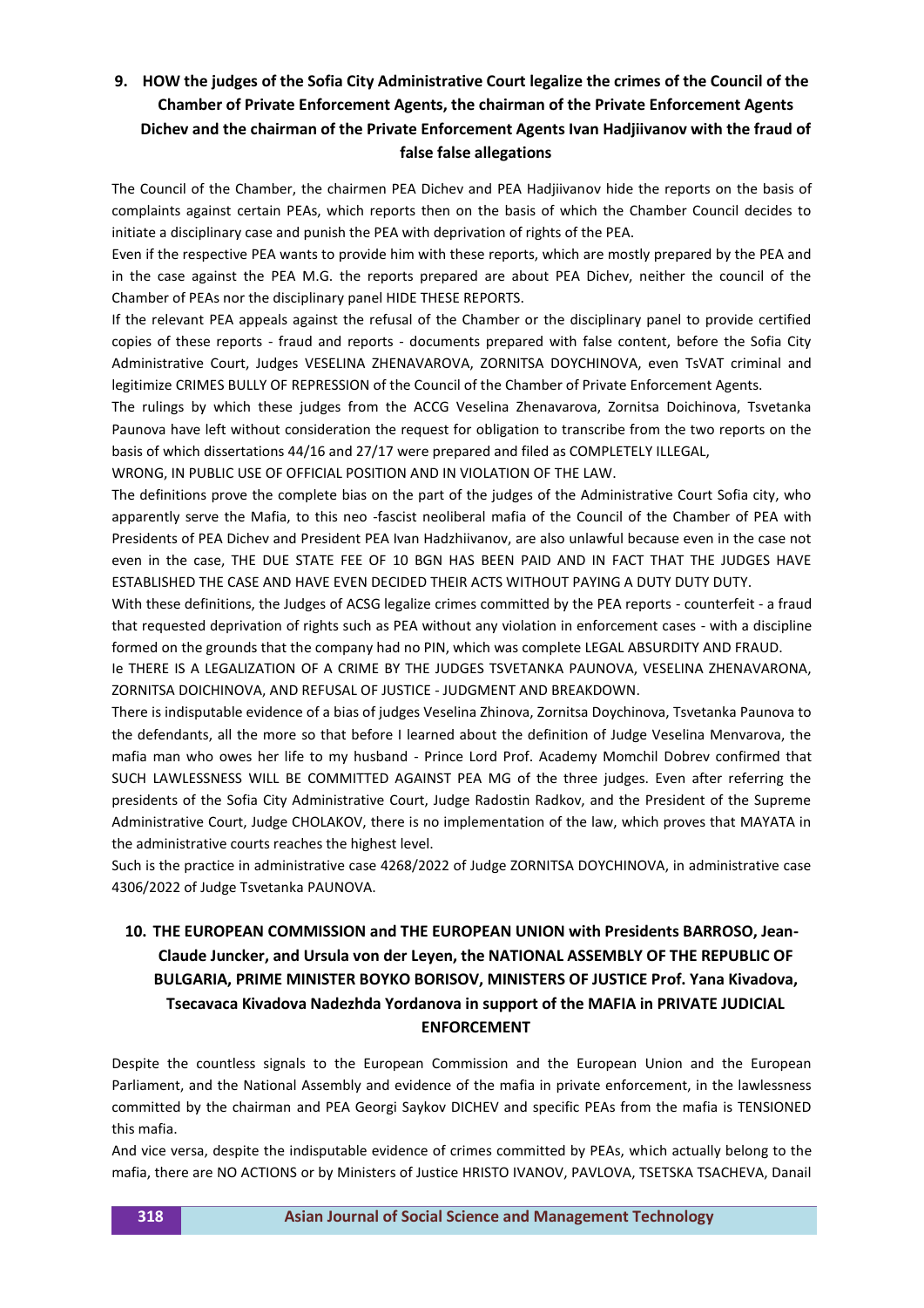## 9. HOW the judges of the Sofia City Administrative Court legalize the crimes of the Council of the Chamber of Private Enforcement Agents, the chairman of the Private Enforcement Agents Dichev and the chairman of the Private Enforcement Agents Ivan Hadjiivanov with the fraud of false false allegations

The Council of the Chamber, the chairmen PEA Dichev and PEA Hadjiivanov hide the reports on the basis of complaints against certain PEAs, which reports then on the basis of which the Chamber Council decides to initiate a disciplinary case and punish the PEA with deprivation of rights of the PEA.

Even if the respective PEA wants to provide him with these reports, which are mostly prepared by the PEA and in the case against the PEA M.G. the reports prepared are about PEA Dichev, neither the council of the Chamber of PEAs nor the disciplinary panel HIDE THESE REPORTS.

If the relevant PEA appeals against the refusal of the Chamber or the disciplinary panel to provide certified copies of these reports - fraud and reports - documents prepared with false content, before the Sofia City Administrative Court, Judges VESELINA ZHENAVAROVA, ZORNITSA DOYCHINOVA, even TsVAT criminal and legitimize CRIMES BULLY OF REPRESSION of the Council of the Chamber of Private Enforcement Agents.

The rulings by which these judges from the ACCG Veselina Zhenavarova, Zornitsa Doichinova, Tsvetanka Paunova have left without consideration the request for obligation to transcribe from the two reports on the basis of which dissertations 44/16 and 27/17 were prepared and filed as COMPLETELY ILLEGAL,

WRONG, IN PUBLIC USE OF OFFICIAL POSITION AND IN VIOLATION OF THE LAW.

The definitions prove the complete bias on the part of the judges of the Administrative Court Sofia city, who apparently serve the Mafia, to this neo -fascist neoliberal mafia of the Council of the Chamber of PEA with Presidents of PEA Dichev and President PEA Ivan Hadzhiivanov, are also unlawful because even in the case not even in the case, THE DUE STATE FEE OF 10 BGN HAS BEEN PAID AND IN FACT THAT THE JUDGES HAVE ESTABLISHED THE CASE AND HAVE EVEN DECIDED THEIR ACTS WITHOUT PAYING A DUTY DUTY DUTY.

With these definitions, the Judges of ACSG legalize crimes committed by the PEA reports - counterfeit - a fraud that requested deprivation of rights such as PEA without any violation in enforcement cases - with a discipline formed on the grounds that the company had no PIN, which was complete LEGAL ABSURDITY AND FRAUD.

Ie THERE IS A LEGALIZATION OF A CRIME BY THE JUDGES TSVETANKA PAUNOVA, VESELINA ZHENAVARONA, ZORNITSA DOICHINOVA, AND REFUSAL OF JUSTICE - JUDGMENT AND BREAKDOWN.

There is indisputable evidence of a bias of judges Veselina Zhinova, Zornitsa Doychinova, Tsvetanka Paunova to the defendants, all the more so that before I learned about the definition of Judge Veselina Menvarova, the mafia man who owes her life to my husband - Prince Lord Prof. Academy Momchil Dobrev confirmed that SUCH LAWLESSNESS WILL BE COMMITTED AGAINST PEA MG of the three judges. Even after referring the presidents of the Sofia City Administrative Court, Judge Radostin Radkov, and the President of the Supreme Administrative Court, Judge CHOLAKOV, there is no implementation of the law, which proves that MAYATA in the administrative courts reaches the highest level.

Such is the practice in administrative case 4268/2022 of Judge ZORNITSA DOYCHINOVA, in administrative case 4306/2022 of Judge Tsvetanka PAUNOVA.

## 10. THE EUROPEAN COMMISSION and THE EUROPEAN UNION with Presidents BARROSO, Jean-Claude Juncker, and Ursula von der Leyen, the NATIONAL ASSEMBLY OF THE REPUBLIC OF BULGARIA, PRIME MINISTER BOYKO BORISOV, MINISTERS OF JUSTICE Prof. Yana Kivadova, Tsecavaca Kivadova Nadezhda Yordanova in support of the MAFIA in PRIVATE JUDICIAL ENFORCEMENT

Despite the countless signals to the European Commission and the European Union and the European Parliament, and the National Assembly and evidence of the mafia in private enforcement, in the lawlessness committed by the chairman and PEA Georgi Saykov DICHEV and specific PEAs from the mafia is TENSIONED this mafia.

And vice versa, despite the indisputable evidence of crimes committed by PEAs, which actually belong to the mafia, there are NO ACTIONS or by Ministers of Justice HRISTO IVANOV, PAVLOVA, TSETSKA TSACHEVA, Danail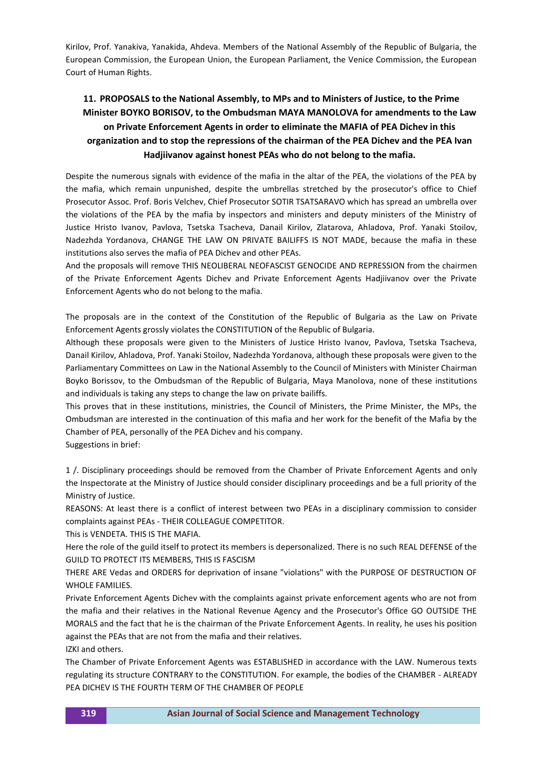Kirilov, Prof. Yanakiva, Yanakida, Ahdeva. Members of the National Assembly of the Republic of Bulgaria, the European Commission, the European Union, the European Parliament, the Venice Commission, the European Court of Human Rights.

## 11. PROPOSALS to the National Assembly, to MPs and to Ministers of Justice, to the Prime Minister BOYKO BORISOV, to the Ombudsman MAYA MANOLOVA for amendments to the Law on Private Enforcement Agents in order to eliminate the MAFIA of PEA Dichev in this organization and to stop the repressions of the chairman of the PEA Dichev and the PEA Ivan Hadjiivanov against honest PEAs who do not belong to the mafia.

Despite the numerous signals with evidence of the mafia in the altar of the PEA, the violations of the PEA by the mafia, which remain unpunished, despite the umbrellas stretched by the prosecutor's office to Chief Prosecutor Assoc. Prof. Boris Velchev, Chief Prosecutor SOTIR TSATSARAVO which has spread an umbrella over the violations of the PEA by the mafia by inspectors and ministers and deputy ministers of the Ministry of Justice Hristo Ivanov, Pavlova, Tsetska Tsacheva, Danail Kirilov, Zlatarova, Ahladova, Prof. Yanaki Stoilov, Nadezhda Yordanova, CHANGE THE LAW ON PRIVATE BAILIFFS IS NOT MADE, because the mafia in these institutions also serves the mafia of PEA Dichev and other PEAs.

And the proposals will remove THIS NEOLIBERAL NEOFASCIST GENOCIDE AND REPRESSION from the chairmen of the Private Enforcement Agents Dichev and Private Enforcement Agents Hadjiivanov over the Private Enforcement Agents who do not belong to the mafia.

The proposals are in the context of the Constitution of the Republic of Bulgaria as the Law on Private Enforcement Agents grossly violates the CONSTITUTION of the Republic of Bulgaria.

Although these proposals were given to the Ministers of Justice Hristo Ivanov, Pavlova, Tsetska Tsacheva, Danail Kirilov, Ahladova, Prof. Yanaki Stoilov, Nadezhda Yordanova, although these proposals were given to the Parliamentary Committees on Law in the National Assembly to the Council of Ministers with Minister Chairman Boyko Borissov, to the Ombudsman of the Republic of Bulgaria, Maya Manolova, none of these institutions and individuals is taking any steps to change the law on private bailiffs.

This proves that in these institutions, ministries, the Council of Ministers, the Prime Minister, the MPs, the Ombudsman are interested in the continuation of this mafia and her work for the benefit of the Mafia by the Chamber of PEA, personally of the PEA Dichev and his company.

Suggestions in brief:

1 /. Disciplinary proceedings should be removed from the Chamber of Private Enforcement Agents and only the Inspectorate at the Ministry of Justice should consider disciplinary proceedings and be a full priority of the Ministry of Justice.

REASONS: At least there is a conflict of interest between two PEAs in a disciplinary commission to consider complaints against PEAs - THEIR COLLEAGUE COMPETITOR.

This is VENDETA. THIS IS THE MAFIA.

Here the role of the guild itself to protect its members is depersonalized. There is no such REAL DEFENSE of the GUILD TO PROTECT ITS MEMBERS, THIS IS FASCISM

THERE ARE Vedas and ORDERS for deprivation of insane "violations" with the PURPOSE OF DESTRUCTION OF WHOLE FAMILIES.

Private Enforcement Agents Dichev with the complaints against private enforcement agents who are not from the mafia and their relatives in the National Revenue Agency and the Prosecutor's Office GO OUTSIDE THE MORALS and the fact that he is the chairman of the Private Enforcement Agents. In reality, he uses his position against the PEAs that are not from the mafia and their relatives.

IZKI and others.

The Chamber of Private Enforcement Agents was ESTABLISHED in accordance with the LAW. Numerous texts regulating its structure CONTRARY to the CONSTITUTION. For example, the bodies of the CHAMBER - ALREADY PEA DICHEV IS THE FOURTH TERM OF THE CHAMBER OF PEOPLE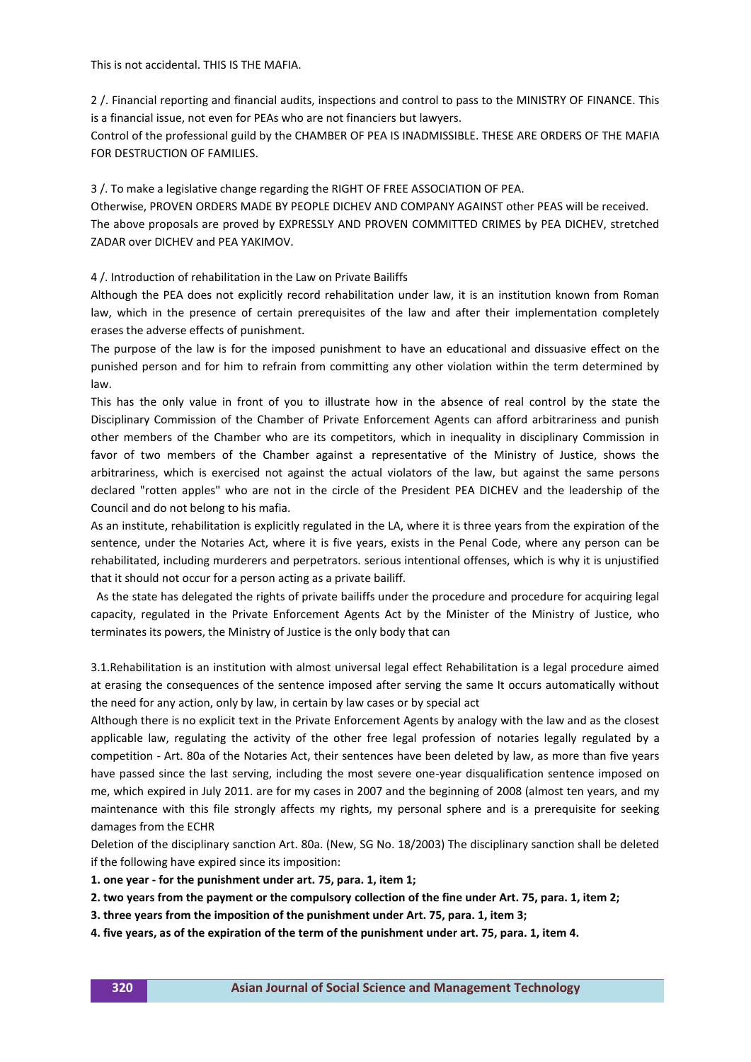This is not accidental. THIS IS THE MAFIA.

2 /. Financial reporting and financial audits, inspections and control to pass to the MINISTRY OF FINANCE. This is a financial issue, not even for PEAs who are not financiers but lawyers.

Control of the professional guild by the CHAMBER OF PEA IS INADMISSIBLE. THESE ARE ORDERS OF THE MAFIA FOR DESTRUCTION OF FAMILIES.

3 /. To make a legislative change regarding the RIGHT OF FREE ASSOCIATION OF PEA.

Otherwise, PROVEN ORDERS MADE BY PEOPLE DICHEV AND COMPANY AGAINST other PEAS will be received.

The above proposals are proved by EXPRESSLY AND PROVEN COMMITTED CRIMES by PEA DICHEV, stretched ZADAR over DICHEV and PEA YAKIMOV.

4 /. Introduction of rehabilitation in the Law on Private Bailiffs

Although the PEA does not explicitly record rehabilitation under law, it is an institution known from Roman law, which in the presence of certain prerequisites of the law and after their implementation completely erases the adverse effects of punishment.

The purpose of the law is for the imposed punishment to have an educational and dissuasive effect on the punished person and for him to refrain from committing any other violation within the term determined by law.

This has the only value in front of you to illustrate how in the absence of real control by the state the Disciplinary Commission of the Chamber of Private Enforcement Agents can afford arbitrariness and punish other members of the Chamber who are its competitors, which in inequality in disciplinary Commission in favor of two members of the Chamber against a representative of the Ministry of Justice, shows the arbitrariness, which is exercised not against the actual violators of the law, but against the same persons declared "rotten apples" who are not in the circle of the President PEA DICHEV and the leadership of the Council and do not belong to his mafia.

As an institute, rehabilitation is explicitly regulated in the LA, where it is three years from the expiration of the sentence, under the Notaries Act, where it is five years, exists in the Penal Code, where any person can be rehabilitated, including murderers and perpetrators. serious intentional offenses, which is why it is unjustified that it should not occur for a person acting as a private bailiff.

As the state has delegated the rights of private bailiffs under the procedure and procedure for acquiring legal capacity, regulated in the Private Enforcement Agents Act by the Minister of the Ministry of Justice, who terminates its powers, the Ministry of Justice is the only body that can

3.1.Rehabilitation is an institution with almost universal legal effect Rehabilitation is a legal procedure aimed at erasing the consequences of the sentence imposed after serving the same It occurs automatically without the need for any action, only by law, in certain by law cases or by special act

Although there is no explicit text in the Private Enforcement Agents by analogy with the law and as the closest applicable law, regulating the activity of the other free legal profession of notaries legally regulated by a competition - Art. 80a of the Notaries Act, their sentences have been deleted by law, as more than five years have passed since the last serving, including the most severe one-year disqualification sentence imposed on me, which expired in July 2011. are for my cases in 2007 and the beginning of 2008 (almost ten years, and my maintenance with this file strongly affects my rights, my personal sphere and is a prerequisite for seeking damages from the ECHR

Deletion of the disciplinary sanction Art. 80a. (New, SG No. 18/2003) The disciplinary sanction shall be deleted if the following have expired since its imposition:

**1. one year - for the punishment under art. 75, para. 1, item 1;**

**2. two years from the payment or the compulsory collection of the fine under Art. 75, para. 1, item 2;**

**3. three years from the imposition of the punishment under Art. 75, para. 1, item 3;**

**4. five years, as of the expiration of the term of the punishment under art. 75, para. 1, item 4.**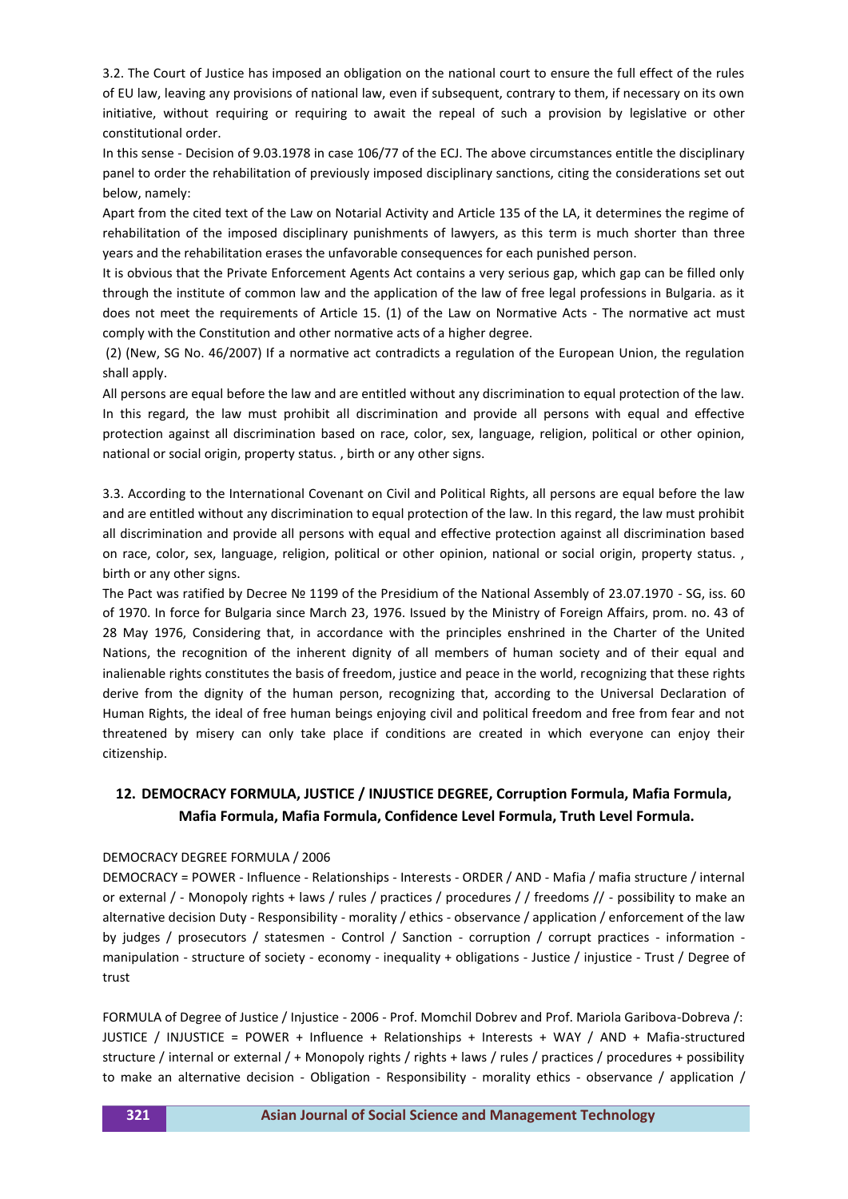3.2. The Court of Justice has imposed an obligation on the national court to ensure the full effect of the rules of EU law, leaving any provisions of national law, even if subsequent, contrary to them, if necessary on its own initiative, without requiring or requiring to await the repeal of such a provision by legislative or other constitutional order.

In this sense - Decision of 9.03.1978 in case 106/77 of the ECJ. The above circumstances entitle the disciplinary panel to order the rehabilitation of previously imposed disciplinary sanctions, citing the considerations set out below, namely:

Apart from the cited text of the Law on Notarial Activity and Article 135 of the LA, it determines the regime of rehabilitation of the imposed disciplinary punishments of lawyers, as this term is much shorter than three years and the rehabilitation erases the unfavorable consequences for each punished person.

It is obvious that the Private Enforcement Agents Act contains a very serious gap, which gap can be filled only through the institute of common law and the application of the law of free legal professions in Bulgaria. as it does not meet the requirements of Article 15. (1) of the Law on Normative Acts - The normative act must comply with the Constitution and other normative acts of a higher degree.

(2) (New, SG No. 46/2007) If a normative act contradicts a regulation of the European Union, the regulation shall apply.

All persons are equal before the law and are entitled without any discrimination to equal protection of the law. In this regard, the law must prohibit all discrimination and provide all persons with equal and effective protection against all discrimination based on race, color, sex, language, religion, political or other opinion, national or social origin, property status. , birth or any other signs.

3.3. According to the International Covenant on Civil and Political Rights, all persons are equal before the law and are entitled without any discrimination to equal protection of the law. In this regard, the law must prohibit all discrimination and provide all persons with equal and effective protection against all discrimination based on race, color, sex, language, religion, political or other opinion, national or social origin, property status. , birth or any other signs.

The Pact was ratified by Decree № 1199 of the Presidium of the National Assembly of 23.07.1970 - SG, iss. 60 of 1970. In force for Bulgaria since March 23, 1976. Issued by the Ministry of Foreign Affairs, prom. no. 43 of 28 May 1976, Considering that, in accordance with the principles enshrined in the Charter of the United Nations, the recognition of the inherent dignity of all members of human society and of their equal and inalienable rights constitutes the basis of freedom, justice and peace in the world, recognizing that these rights derive from the dignity of the human person, recognizing that, according to the Universal Declaration of Human Rights, the ideal of free human beings enjoying civil and political freedom and free from fear and not threatened by misery can only take place if conditions are created in which everyone can enjoy their citizenship.

## 12. DEMOCRACY FORMULA, JUSTICE / INJUSTICE DEGREE, Corruption Formula, Mafia Formula, Mafia Formula, Mafia Formula, Confidence Level Formula, Truth Level Formula.

DEMOCRACY DEGREE FORMULA / 2006

DEMOCRACY = POWER - Influence - Relationships - Interests - ORDER / AND - Mafia / mafia structure / internal or external / - Monopoly rights + laws / rules / practices / procedures / / freedoms // - possibility to make an alternative decision Duty - Responsibility - morality / ethics - observance / application / enforcement of the law by judges / prosecutors / statesmen - Control / Sanction - corruption / corrupt practices - information - manipulation - structure of society - economy - inequality + obligations - Justice / injustice - Trust / Degree of trust

FORMULA of Degree of Justice / Injustice - 2006 - Prof. Momchil Dobrev and Prof. Mariola Garibova-Dobreva /: JUSTICE / INJUSTICE = POWER + Influence + Relationships + Interests + WAY / AND + Mafia-structured structure / internal or external / + Monopoly rights / rights + laws / rules / practices / procedures + possibility to make an alternative decision - Obligation - Responsibility - morality ethics - observance / application /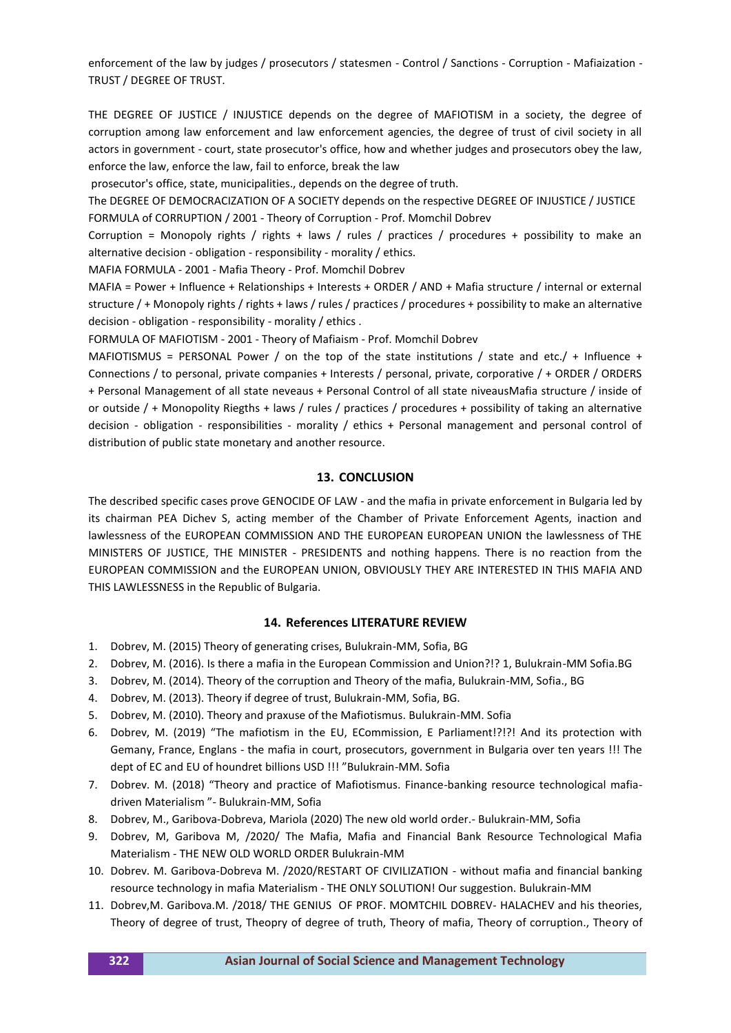enforcement of the law by judges / prosecutors / statesmen - Control / Sanctions - Corruption - Mafiaization - TRUST / DEGREE OF TRUST.

THE DEGREE OF JUSTICE / INJUSTICE depends on the degree of MAFIOTISM in a society, the degree of corruption among law enforcement and law enforcement agencies, the degree of trust of civil society in all actors in government - court, state prosecutor's office, how and whether judges and prosecutors obey the law, enforce the law, enforce the law, fail to enforce, break the law

prosecutor's office, state, municipalities., depends on the degree of truth.

The DEGREE OF DEMOCRACIZATION OF A SOCIETY depends on the respective DEGREE OF INJUSTICE / JUSTICE

FORMULA of CORRUPTION / 2001 - Theory of Corruption - Prof. Momchil Dobrev

Corruption = Monopoly rights / rights + laws / rules / practices / procedures + possibility to make an alternative decision - obligation - responsibility - morality / ethics.

MAFIA FORMULA - 2001 - Mafia Theory - Prof. Momchil Dobrev

MAFIA = Power + Influence + Relationships + Interests + ORDER / AND + Mafia structure / internal or external structure / + Monopoly rights / rights + laws / rules / practices / procedures + possibility to make an alternative decision - obligation - responsibility - morality / ethics .

FORMULA OF MAFIOTISM - 2001 - Theory of Mafiaism - Prof. Momchil Dobrev

MAFIOTISMUS = PERSONAL Power / on the top of the state institutions / state and etc./ + Influence + Connections / to personal, private companies + Interests / personal, private, corporative / + ORDER / ORDERS + Personal Management of all state neveaus + Personal Control of all state niveausMafia structure / inside of or outside / + Monopolity Riegths + laws / rules / practices / procedures + possibility of taking an alternative decision - obligation - responsibilities - morality / ethics + Personal management and personal control of distribution of public state monetary and another resource.

## 13. CONCLUSION

The described specific cases prove GENOCIDE OF LAW - and the mafia in private enforcement in Bulgaria led by its chairman PEA Dichev S, acting member of the Chamber of Private Enforcement Agents, inaction and lawlessness of the EUROPEAN COMMISSION AND THE EUROPEAN EUROPEAN UNION the lawlessness of THE MINISTERS OF JUSTICE, THE MINISTER - PRESIDENTS and nothing happens. There is no reaction from the EUROPEAN COMMISSION and the EUROPEAN UNION, OBVIOUSLY THEY ARE INTERESTED IN THIS MAFIA AND THIS LAWLESSNESS in the Republic of Bulgaria.

## 14. References LITERATURE REVIEW

1. Dobrev, M. (2015) Theory of generating crises, Bulukrain-MM, Sofia, BG
2. Dobrev, M. (2016). Is there a mafia in the European Commission and Union?!? 1, Bulukrain-MM Sofia.BG
3. Dobrev, M. (2014). Theory of the corruption and Theory of the mafia, Bulukrain-MM, Sofia., BG
4. Dobrev, M. (2013). Theory if degree of trust, Bulukrain-MM, Sofia, BG.
5. Dobrev, M. (2010). Theory and praxuse of the Mafiotismus. Bulukrain-MM. Sofia
6. Dobrev, M. (2019) "The mafiotism in the EU, ECommission, E Parliament!?!?! And its protection with Gemany, France, Englans - the mafia in court, prosecutors, government in Bulgaria over ten years !!! The dept of EC and EU of houndret billions USD !!! "Bulukrain-MM. Sofia
7. Dobrev. M. (2018) "Theory and practice of Mafiotismus. Finance-banking resource technological mafia-driven Materialism "- Bulukrain-MM, Sofia
8. Dobrev, M., Garibova-Dobreva, Mariola (2020) The new old world order.- Bulukrain-MM, Sofia
9. Dobrev, M, Garibova M, /2020/ The Mafia, Mafia and Financial Bank Resource Technological Mafia Materialism - THE NEW OLD WORLD ORDER Bulukrain-MM
10. Dobrev. M. Garibova-Dobreva M. /2020/RESTART OF CIVILIZATION - without mafia and financial banking resource technology in mafia Materialism - THE ONLY SOLUTION! Our suggestion. Bulukrain-MM
11. Dobrev,M. Garibova.M. /2018/ THE GENIUS OF PROF. MOMTCHIL DOBREV- HALACHEV and his theories, Theory of degree of trust, Theopry of degree of truth, Theory of mafia, Theory of corruption., Theory of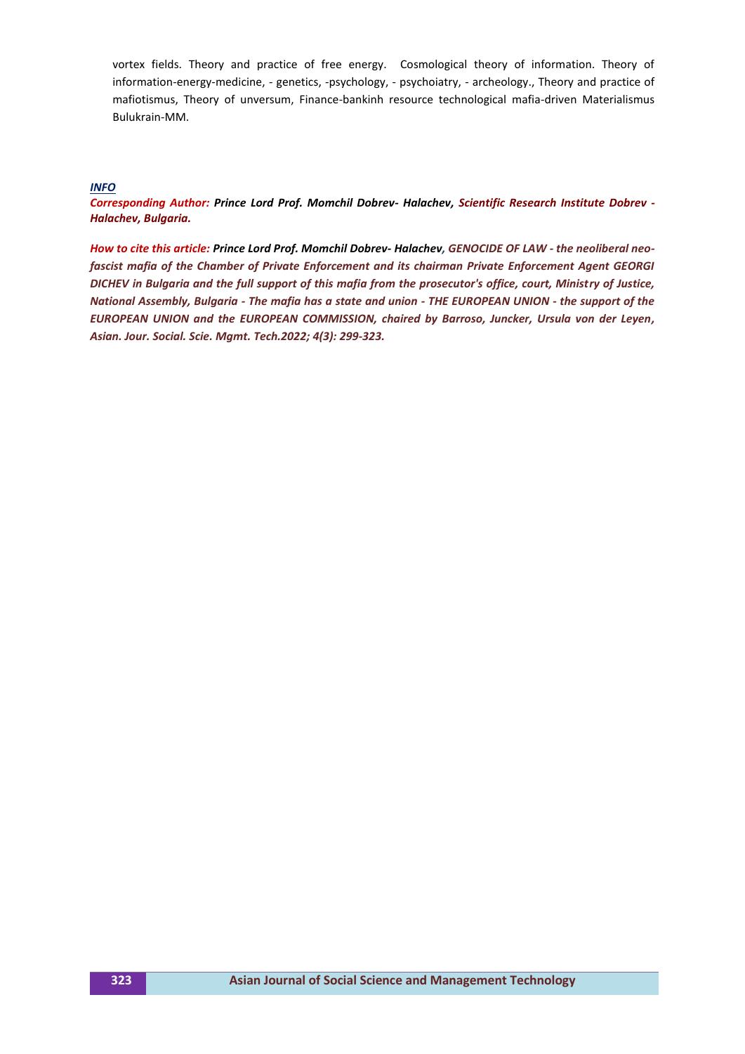vortex fields. Theory and practice of free energy. Cosmological theory of information. Theory of information-energy-medicine, - genetics, -psychology, - psychoiatry, - archeology., Theory and practice of mafiotismus, Theory of unversum, Finance-bankinh resource technological mafia-driven Materialismus Bulukrain-MM.

***INFO***

***Corresponding Author:* Prince Lord Prof. Momchil Dobrev- Halachev, Scientific Research Institute Dobrev - Halachev, Bulgaria.**

***How to cite this article:* Prince Lord Prof. Momchil Dobrev- Halachev, GENOCIDE OF LAW - the neoliberal neo-fascist mafia of the Chamber of Private Enforcement and its chairman Private Enforcement Agent GEORGI DICHEV in Bulgaria and the full support of this mafia from the prosecutor's office, court, Ministry of Justice, National Assembly, Bulgaria - The mafia has a state and union - THE EUROPEAN UNION - the support of the EUROPEAN UNION and the EUROPEAN COMMISSION, chaired by Barroso, Juncker, Ursula von der Leyen, Asian. Jour. Social. Scie. Mgmt. Tech.2022; 4(3): 299-323.**